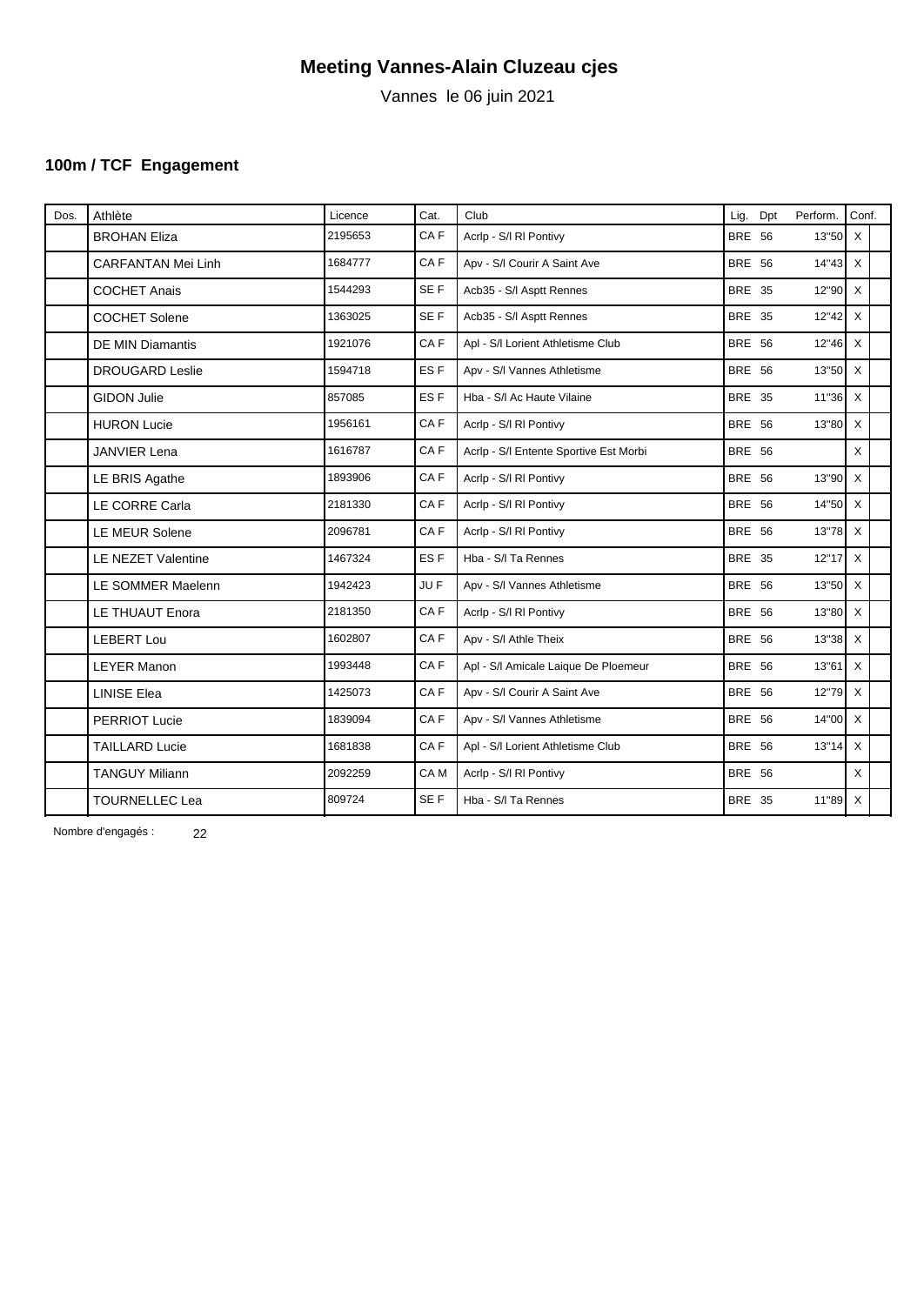# Meeting Vannes-Alain Cluzeau cjes

Vannes le 06 juin 2021

### 100m / TCF Engagement

| Dos. | Athlète | Licence | Cat. | Club | Lig. | Dpt | Perform. | Conf. |
|---|---|---|---|---|---|---|---|---|
| | BROHAN Eliza | 2195653 | CA F | Acrlp - S/l Rl Pontivy | BRE | 56 | 13''50 | X |
| | CARFANTAN Mei Linh | 1684777 | CA F | Apv - S/l Courir A Saint Ave | BRE | 56 | 14''43 | X |
| | COCHET Anais | 1544293 | SE F | Acb35 - S/l Asptt Rennes | BRE | 35 | 12''90 | X |
| | COCHET Solene | 1363025 | SE F | Acb35 - S/l Asptt Rennes | BRE | 35 | 12''42 | X |
| | DE MIN Diamantis | 1921076 | CA F | Apl - S/l Lorient Athletisme Club | BRE | 56 | 12''46 | X |
| | DROUGARD Leslie | 1594718 | ES F | Apv - S/l Vannes Athletisme | BRE | 56 | 13''50 | X |
| | GIDON Julie | 857085 | ES F | Hba - S/l Ac Haute Vilaine | BRE | 35 | 11''36 | X |
| | HURON Lucie | 1956161 | CA F | Acrlp - S/l Rl Pontivy | BRE | 56 | 13''80 | X |
| | JANVIER Lena | 1616787 | CA F | Acrlp - S/l Entente Sportive Est Morbi | BRE | 56 | | X |
| | LE BRIS Agathe | 1893906 | CA F | Acrlp - S/l Rl Pontivy | BRE | 56 | 13''90 | X |
| | LE CORRE Carla | 2181330 | CA F | Acrlp - S/l Rl Pontivy | BRE | 56 | 14''50 | X |
| | LE MEUR Solene | 2096781 | CA F | Acrlp - S/l Rl Pontivy | BRE | 56 | 13''78 | X |
| | LE NEZET Valentine | 1467324 | ES F | Hba - S/l Ta Rennes | BRE | 35 | 12''17 | X |
| | LE SOMMER Maelenn | 1942423 | JU F | Apv - S/l Vannes Athletisme | BRE | 56 | 13''50 | X |
| | LE THUAUT Enora | 2181350 | CA F | Acrlp - S/l Rl Pontivy | BRE | 56 | 13''80 | X |
| | LEBERT Lou | 1602807 | CA F | Apv - S/l Athle Theix | BRE | 56 | 13''38 | X |
| | LEYER Manon | 1993448 | CA F | Apl - S/l Amicale Laique De Ploemeur | BRE | 56 | 13''61 | X |
| | LINISE Elea | 1425073 | CA F | Apv - S/l Courir A Saint Ave | BRE | 56 | 12''79 | X |
| | PERRIOT Lucie | 1839094 | CA F | Apv - S/l Vannes Athletisme | BRE | 56 | 14''00 | X |
| | TAILLARD Lucie | 1681838 | CA F | Apl - S/l Lorient Athletisme Club | BRE | 56 | 13''14 | X |
| | TANGUY Miliann | 2092259 | CA M | Acrlp - S/l Rl Pontivy | BRE | 56 | | X |
| | TOURNELLEC Lea | 809724 | SE F | Hba - S/l Ta Rennes | BRE | 35 | 11''89 | X |

Nombre d'engagés : 22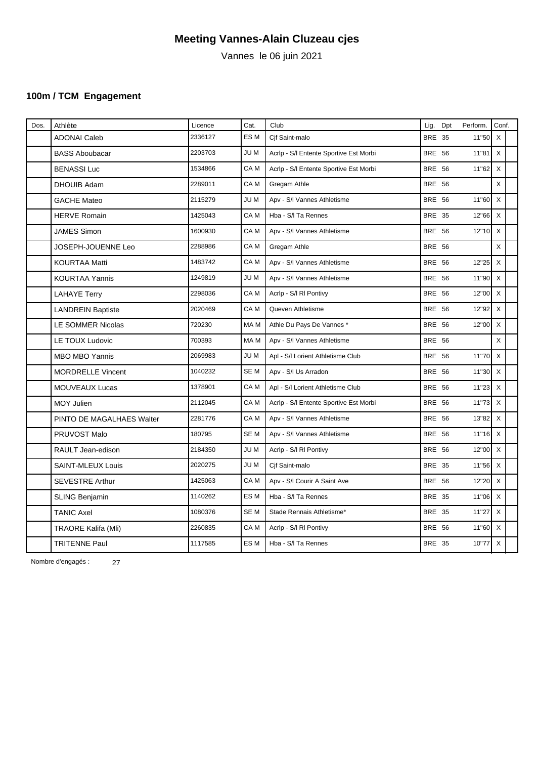# Meeting Vannes-Alain Cluzeau cjes

Vannes le 06 juin 2021

### 100m / TCM Engagement

| Dos. | Athlète | Licence | Cat. | Club | Lig. | Dpt | Perform. | Conf. |
|---|---|---|---|---|---|---|---|---|
| | ADONAI Caleb | 2336127 | ES M | Cjf Saint-malo | BRE | 35 | 11''50 | X |
| | BASS Aboubacar | 2203703 | JU M | Acrlp - S/l Entente Sportive Est Morbi | BRE | 56 | 11''81 | X |
| | BENASSI Luc | 1534866 | CA M | Acrlp - S/l Entente Sportive Est Morbi | BRE | 56 | 11''62 | X |
| | DHOUIB Adam | 2289011 | CA M | Gregam Athle | BRE | 56 | | X |
| | GACHE Mateo | 2115279 | JU M | Apv - S/l Vannes Athletisme | BRE | 56 | 11''60 | X |
| | HERVE Romain | 1425043 | CA M | Hba - S/l Ta Rennes | BRE | 35 | 12''66 | X |
| | JAMES Simon | 1600930 | CA M | Apv - S/l Vannes Athletisme | BRE | 56 | 12''10 | X |
| | JOSEPH-JOUENNE Leo | 2288986 | CA M | Gregam Athle | BRE | 56 | | X |
| | KOURTAA Matti | 1483742 | CA M | Apv - S/l Vannes Athletisme | BRE | 56 | 12''25 | X |
| | KOURTAA Yannis | 1249819 | JU M | Apv - S/l Vannes Athletisme | BRE | 56 | 11''90 | X |
| | LAHAYE Terry | 2298036 | CA M | Acrlp - S/l Rl Pontivy | BRE | 56 | 12''00 | X |
| | LANDREIN Baptiste | 2020469 | CA M | Queven Athletisme | BRE | 56 | 12''92 | X |
| | LE SOMMER Nicolas | 720230 | MA M | Athle Du Pays De Vannes * | BRE | 56 | 12''00 | X |
| | LE TOUX Ludovic | 700393 | MA M | Apv - S/l Vannes Athletisme | BRE | 56 | | X |
| | MBO MBO Yannis | 2069983 | JU M | Apl - S/l Lorient Athletisme Club | BRE | 56 | 11''70 | X |
| | MORDRELLE Vincent | 1040232 | SE M | Apv - S/l Us Arradon | BRE | 56 | 11''30 | X |
| | MOUVEAUX Lucas | 1378901 | CA M | Apl - S/l Lorient Athletisme Club | BRE | 56 | 11''23 | X |
| | MOY Julien | 2112045 | CA M | Acrlp - S/l Entente Sportive Est Morbi | BRE | 56 | 11''73 | X |
| | PINTO DE MAGALHAES Walter | 2281776 | CA M | Apv - S/l Vannes Athletisme | BRE | 56 | 13''82 | X |
| | PRUVOST Malo | 180795 | SE M | Apv - S/l Vannes Athletisme | BRE | 56 | 11''16 | X |
| | RAULT Jean-edison | 2184350 | JU M | Acrlp - S/l Rl Pontivy | BRE | 56 | 12''00 | X |
| | SAINT-MLEUX Louis | 2020275 | JU M | Cjf Saint-malo | BRE | 35 | 11''56 | X |
| | SEVESTRE Arthur | 1425063 | CA M | Apv - S/l Courir A Saint Ave | BRE | 56 | 12''20 | X |
| | SLING Benjamin | 1140262 | ES M | Hba - S/l Ta Rennes | BRE | 35 | 11''06 | X |
| | TANIC Axel | 1080376 | SE M | Stade Rennais Athletisme* | BRE | 35 | 11''27 | X |
| | TRAORE Kalifa (Mli) | 2260835 | CA M | Acrlp - S/l Rl Pontivy | BRE | 56 | 11''60 | X |
| | TRITENNE Paul | 1117585 | ES M | Hba - S/l Ta Rennes | BRE | 35 | 10''77 | X |

Nombre d'engagés : 27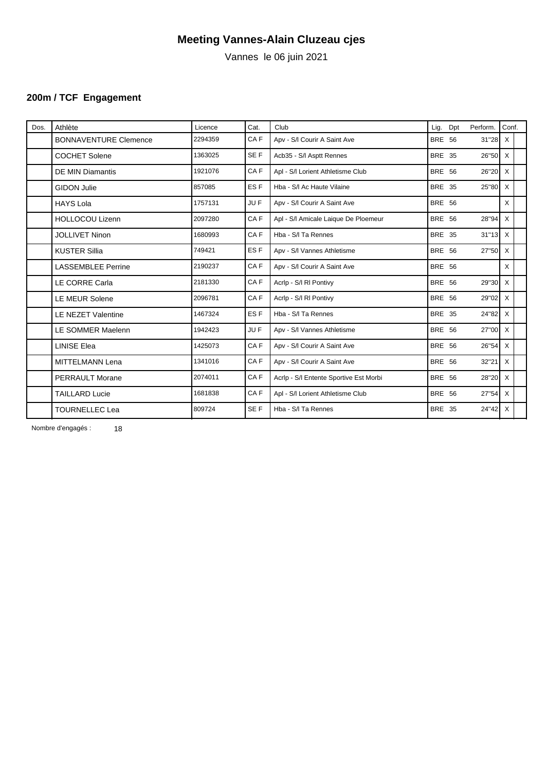# Meeting Vannes-Alain Cluzeau cjes

Vannes le 06 juin 2021

### 200m / TCF Engagement

| Dos. | Athlète | Licence | Cat. | Club | Lig. | Dpt | Perform. | Conf. |
|---|---|---|---|---|---|---|---|---|
| | BONNAVENTURE Clemence | 2294359 | CA F | Apv - S/l Courir A Saint Ave | BRE | 56 | 31"28 | X |
| | COCHET Solene | 1363025 | SE F | Acb35 - S/l Asptt Rennes | BRE | 35 | 26"50 | X |
| | DE MIN Diamantis | 1921076 | CA F | Apl - S/l Lorient Athletisme Club | BRE | 56 | 26"20 | X |
| | GIDON Julie | 857085 | ES F | Hba - S/l Ac Haute Vilaine | BRE | 35 | 25"80 | X |
| | HAYS Lola | 1757131 | JU F | Apv - S/l Courir A Saint Ave | BRE | 56 | | X |
| | HOLLOCOU Lizenn | 2097280 | CA F | Apl - S/l Amicale Laique De Ploemeur | BRE | 56 | 28"94 | X |
| | JOLLIVET Ninon | 1680993 | CA F | Hba - S/l Ta Rennes | BRE | 35 | 31"13 | X |
| | KUSTER Sillia | 749421 | ES F | Apv - S/l Vannes Athletisme | BRE | 56 | 27"50 | X |
| | LASSEMBLEE Perrine | 2190237 | CA F | Apv - S/l Courir A Saint Ave | BRE | 56 | | X |
| | LE CORRE Carla | 2181330 | CA F | Acrlp - S/l Rl Pontivy | BRE | 56 | 29"30 | X |
| | LE MEUR Solene | 2096781 | CA F | Acrlp - S/l Rl Pontivy | BRE | 56 | 29"02 | X |
| | LE NEZET Valentine | 1467324 | ES F | Hba - S/l Ta Rennes | BRE | 35 | 24"82 | X |
| | LE SOMMER Maelenn | 1942423 | JU F | Apv - S/l Vannes Athletisme | BRE | 56 | 27"00 | X |
| | LINISE Elea | 1425073 | CA F | Apv - S/l Courir A Saint Ave | BRE | 56 | 26"54 | X |
| | MITTELMANN Lena | 1341016 | CA F | Apv - S/l Courir A Saint Ave | BRE | 56 | 32"21 | X |
| | PERRAULT Morane | 2074011 | CA F | Acrlp - S/l Entente Sportive Est Morbi | BRE | 56 | 28"20 | X |
| | TAILLARD Lucie | 1681838 | CA F | Apl - S/l Lorient Athletisme Club | BRE | 56 | 27"54 | X |
| | TOURNELLEC Lea | 809724 | SE F | Hba - S/l Ta Rennes | BRE | 35 | 24"42 | X |

Nombre d'engagés : 18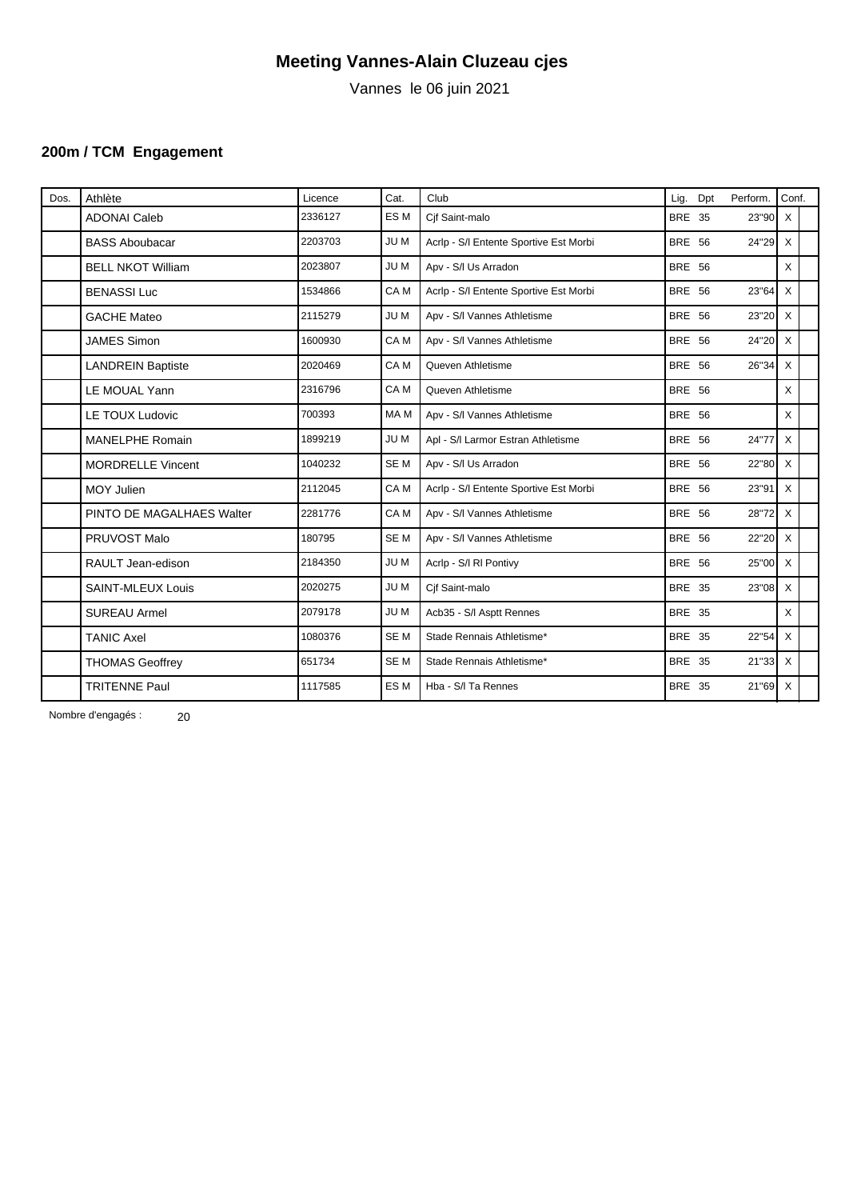# Meeting Vannes-Alain Cluzeau cjes

Vannes le 06 juin 2021

### 200m / TCM Engagement

| Dos. | Athlète | Licence | Cat. | Club | Lig. | Dpt | Perform. | Conf. | |
|---|---|---|---|---|---|---|---|---|---|
| | ADONAI Caleb | 2336127 | ES M | Cjf Saint-malo | BRE | 35 | 23''90 | X | |
| | BASS Aboubacar | 2203703 | JU M | Acrlp - S/l Entente Sportive Est Morbi | BRE | 56 | 24''29 | X | |
| | BELL NKOT William | 2023807 | JU M | Apv - S/l Us Arradon | BRE | 56 | | X | |
| | BENASSI Luc | 1534866 | CA M | Acrlp - S/l Entente Sportive Est Morbi | BRE | 56 | 23''64 | X | |
| | GACHE Mateo | 2115279 | JU M | Apv - S/l Vannes Athletisme | BRE | 56 | 23''20 | X | |
| | JAMES Simon | 1600930 | CA M | Apv - S/l Vannes Athletisme | BRE | 56 | 24''20 | X | |
| | LANDREIN Baptiste | 2020469 | CA M | Queven Athletisme | BRE | 56 | 26''34 | X | |
| | LE MOUAL Yann | 2316796 | CA M | Queven Athletisme | BRE | 56 | | X | |
| | LE TOUX Ludovic | 700393 | MA M | Apv - S/l Vannes Athletisme | BRE | 56 | | X | |
| | MANELPHE Romain | 1899219 | JU M | Apl - S/l Larmor Estran Athletisme | BRE | 56 | 24''77 | X | |
| | MORDRELLE Vincent | 1040232 | SE M | Apv - S/l Us Arradon | BRE | 56 | 22''80 | X | |
| | MOY Julien | 2112045 | CA M | Acrlp - S/l Entente Sportive Est Morbi | BRE | 56 | 23''91 | X | |
| | PINTO DE MAGALHAES Walter | 2281776 | CA M | Apv - S/l Vannes Athletisme | BRE | 56 | 28''72 | X | |
| | PRUVOST Malo | 180795 | SE M | Apv - S/l Vannes Athletisme | BRE | 56 | 22''20 | X | |
| | RAULT Jean-edison | 2184350 | JU M | Acrlp - S/l Rl Pontivy | BRE | 56 | 25''00 | X | |
| | SAINT-MLEUX Louis | 2020275 | JU M | Cjf Saint-malo | BRE | 35 | 23''08 | X | |
| | SUREAU Armel | 2079178 | JU M | Acb35 - S/l Asptt Rennes | BRE | 35 | | X | |
| | TANIC Axel | 1080376 | SE M | Stade Rennais Athletisme* | BRE | 35 | 22''54 | X | |
| | THOMAS Geoffrey | 651734 | SE M | Stade Rennais Athletisme* | BRE | 35 | 21''33 | X | |
| | TRITENNE Paul | 1117585 | ES M | Hba - S/l Ta Rennes | BRE | 35 | 21''69 | X | |

Nombre d'engagés : 20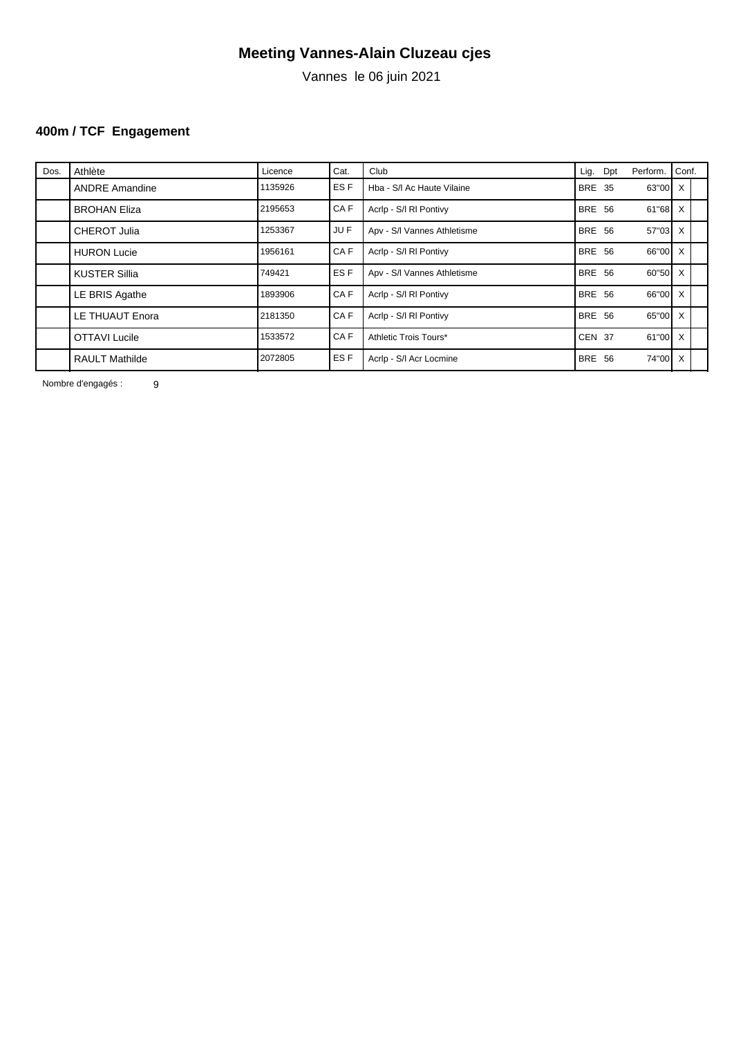# Meeting Vannes-Alain Cluzeau cjes

Vannes le 06 juin 2021

### 400m / TCF Engagement

| Dos. | Athlète | Licence | Cat. | Club | Lig. Dpt | Perform. | Conf. | |
|---|---|---|---|---|---|---|---|---|
| | ANDRE Amandine | 1135926 | ES F | Hba - S/l Ac Haute Vilaine | BRE 35 | 63''00 | X | |
| | BROHAN Eliza | 2195653 | CA F | Acrlp - S/l Rl Pontivy | BRE 56 | 61''68 | X | |
| | CHEROT Julia | 1253367 | JU F | Apv - S/l Vannes Athletisme | BRE 56 | 57''03 | X | |
| | HURON Lucie | 1956161 | CA F | Acrlp - S/l Rl Pontivy | BRE 56 | 66''00 | X | |
| | KUSTER Sillia | 749421 | ES F | Apv - S/l Vannes Athletisme | BRE 56 | 60''50 | X | |
| | LE BRIS Agathe | 1893906 | CA F | Acrlp - S/l Rl Pontivy | BRE 56 | 66''00 | X | |
| | LE THUAUT Enora | 2181350 | CA F | Acrlp - S/l Rl Pontivy | BRE 56 | 65''00 | X | |
| | OTTAVI Lucile | 1533572 | CA F | Athletic Trois Tours* | CEN 37 | 61''00 | X | |
| | RAULT Mathilde | 2072805 | ES F | Acrlp - S/l Acr Locmine | BRE 56 | 74''00 | X | |

Nombre d'engagés : 9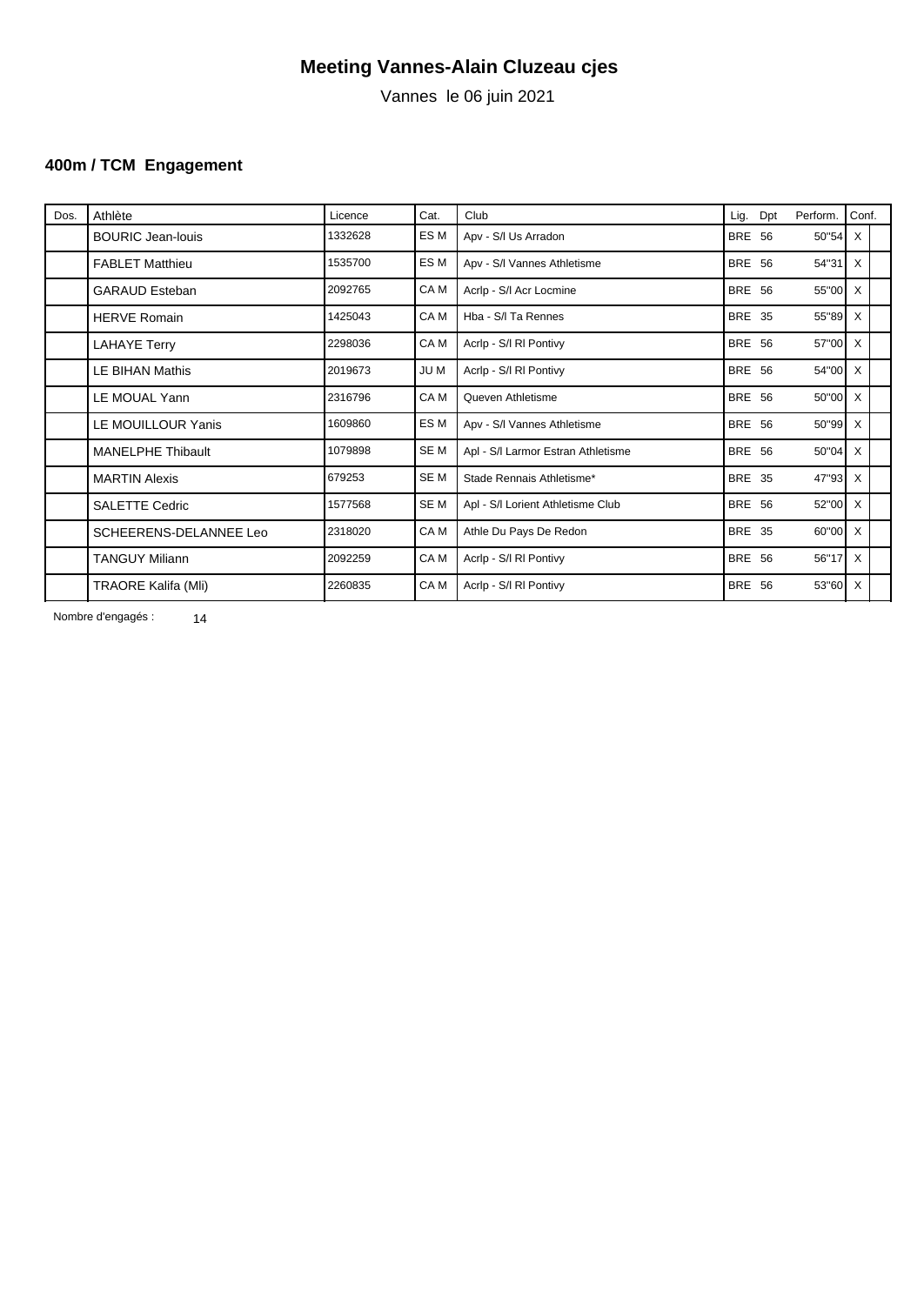# Meeting Vannes-Alain Cluzeau cjes

Vannes le 06 juin 2021

### 400m / TCM Engagement

| Dos. | Athlète | Licence | Cat. | Club | Lig. | Dpt | Perform. | Conf. | |
|---|---|---|---|---|---|---|---|---|---|
| | BOURIC Jean-louis | 1332628 | ES M | Apv - S/l Us Arradon | BRE | 56 | 50"54 | X | |
| | FABLET Matthieu | 1535700 | ES M | Apv - S/l Vannes Athletisme | BRE | 56 | 54"31 | X | |
| | GARAUD Esteban | 2092765 | CA M | Acrlp - S/l Acr Locmine | BRE | 56 | 55"00 | X | |
| | HERVE Romain | 1425043 | CA M | Hba - S/l Ta Rennes | BRE | 35 | 55"89 | X | |
| | LAHAYE Terry | 2298036 | CA M | Acrlp - S/l Rl Pontivy | BRE | 56 | 57"00 | X | |
| | LE BIHAN Mathis | 2019673 | JU M | Acrlp - S/l Rl Pontivy | BRE | 56 | 54"00 | X | |
| | LE MOUAL Yann | 2316796 | CA M | Queven Athletisme | BRE | 56 | 50"00 | X | |
| | LE MOUILLOUR Yanis | 1609860 | ES M | Apv - S/l Vannes Athletisme | BRE | 56 | 50"99 | X | |
| | MANELPHE Thibault | 1079898 | SE M | Apl - S/l Larmor Estran Athletisme | BRE | 56 | 50"04 | X | |
| | MARTIN Alexis | 679253 | SE M | Stade Rennais Athletisme* | BRE | 35 | 47"93 | X | |
| | SALETTE Cedric | 1577568 | SE M | Apl - S/l Lorient Athletisme Club | BRE | 56 | 52"00 | X | |
| | SCHEERENS-DELANNEE Leo | 2318020 | CA M | Athle Du Pays De Redon | BRE | 35 | 60"00 | X | |
| | TANGUY Miliann | 2092259 | CA M | Acrlp - S/l Rl Pontivy | BRE | 56 | 56"17 | X | |
| | TRAORE Kalifa (Mli) | 2260835 | CA M | Acrlp - S/l Rl Pontivy | BRE | 56 | 53"60 | X | |

Nombre d'engagés : 14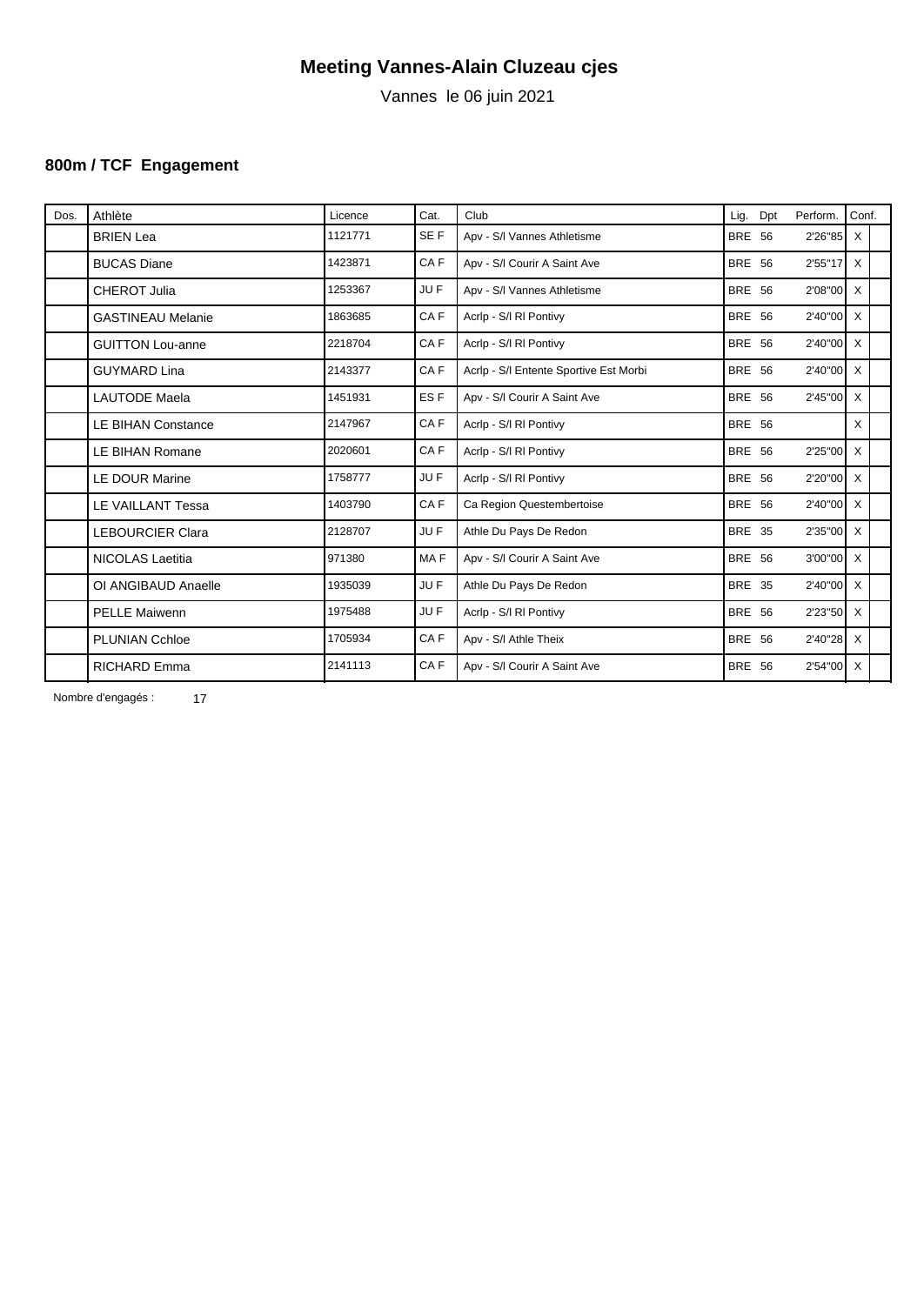# Meeting Vannes-Alain Cluzeau cjes

Vannes le 06 juin 2021

### 800m / TCF Engagement

| Dos. | Athlète | Licence | Cat. | Club | Lig. | Dpt | Perform. | Conf. |
|---|---|---|---|---|---|---|---|---|
| | BRIEN Lea | 1121771 | SE F | Apv - S/l Vannes Athletisme | BRE | 56 | 2'26"85 | X |
| | BUCAS Diane | 1423871 | CA F | Apv - S/l Courir A Saint Ave | BRE | 56 | 2'55"17 | X |
| | CHEROT Julia | 1253367 | JU F | Apv - S/l Vannes Athletisme | BRE | 56 | 2'08"00 | X |
| | GASTINEAU Melanie | 1863685 | CA F | Acrlp - S/l Rl Pontivy | BRE | 56 | 2'40"00 | X |
| | GUITTON Lou-anne | 2218704 | CA F | Acrlp - S/l Rl Pontivy | BRE | 56 | 2'40"00 | X |
| | GUYMARD Lina | 2143377 | CA F | Acrlp - S/l Entente Sportive Est Morbi | BRE | 56 | 2'40"00 | X |
| | LAUTODE Maela | 1451931 | ES F | Apv - S/l Courir A Saint Ave | BRE | 56 | 2'45"00 | X |
| | LE BIHAN Constance | 2147967 | CA F | Acrlp - S/l Rl Pontivy | BRE | 56 | | X |
| | LE BIHAN Romane | 2020601 | CA F | Acrlp - S/l Rl Pontivy | BRE | 56 | 2'25"00 | X |
| | LE DOUR Marine | 1758777 | JU F | Acrlp - S/l Rl Pontivy | BRE | 56 | 2'20"00 | X |
| | LE VAILLANT Tessa | 1403790 | CA F | Ca Region Questembertoise | BRE | 56 | 2'40"00 | X |
| | LEBOURCIER Clara | 2128707 | JU F | Athle Du Pays De Redon | BRE | 35 | 2'35"00 | X |
| | NICOLAS Laetitia | 971380 | MA F | Apv - S/l Courir A Saint Ave | BRE | 56 | 3'00"00 | X |
| | OI ANGIBAUD Anaelle | 1935039 | JU F | Athle Du Pays De Redon | BRE | 35 | 2'40"00 | X |
| | PELLE Maiwenn | 1975488 | JU F | Acrlp - S/l Rl Pontivy | BRE | 56 | 2'23"50 | X |
| | PLUNIAN Cchloe | 1705934 | CA F | Apv - S/l Athle Theix | BRE | 56 | 2'40"28 | X |
| | RICHARD Emma | 2141113 | CA F | Apv - S/l Courir A Saint Ave | BRE | 56 | 2'54"00 | X |

Nombre d'engagés : 17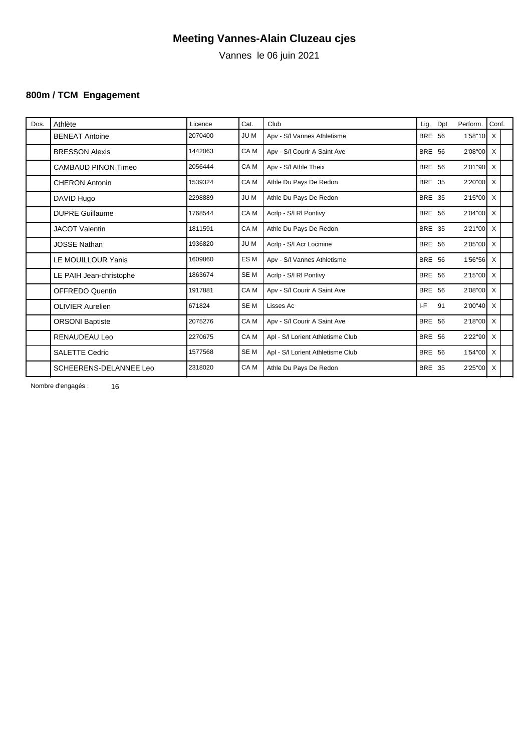# Meeting Vannes-Alain Cluzeau cjes

Vannes le 06 juin 2021

### 800m / TCM Engagement

| Dos. | Athlète | Licence | Cat. | Club | Lig. | Dpt | Perform. | Conf. |
|---|---|---|---|---|---|---|---|---|
| | BENEAT Antoine | 2070400 | JU M | Apv - S/l Vannes Athletisme | BRE | 56 | 1'58"10 | X |
| | BRESSON Alexis | 1442063 | CA M | Apv - S/l Courir A Saint Ave | BRE | 56 | 2'08"00 | X |
| | CAMBAUD PINON Timeo | 2056444 | CA M | Apv - S/l Athle Theix | BRE | 56 | 2'01"90 | X |
| | CHERON Antonin | 1539324 | CA M | Athle Du Pays De Redon | BRE | 35 | 2'20"00 | X |
| | DAVID Hugo | 2298889 | JU M | Athle Du Pays De Redon | BRE | 35 | 2'15"00 | X |
| | DUPRE Guillaume | 1768544 | CA M | Acrlp - S/l Rl Pontivy | BRE | 56 | 2'04"00 | X |
| | JACOT Valentin | 1811591 | CA M | Athle Du Pays De Redon | BRE | 35 | 2'21"00 | X |
| | JOSSE Nathan | 1936820 | JU M | Acrlp - S/l Acr Locmine | BRE | 56 | 2'05"00 | X |
| | LE MOUILLOUR Yanis | 1609860 | ES M | Apv - S/l Vannes Athletisme | BRE | 56 | 1'56"56 | X |
| | LE PAIH Jean-christophe | 1863674 | SE M | Acrlp - S/l Rl Pontivy | BRE | 56 | 2'15"00 | X |
| | OFFREDO Quentin | 1917881 | CA M | Apv - S/l Courir A Saint Ave | BRE | 56 | 2'08"00 | X |
| | OLIVIER Aurelien | 671824 | SE M | Lisses Ac | I-F | 91 | 2'00"40 | X |
| | ORSONI Baptiste | 2075276 | CA M | Apv - S/l Courir A Saint Ave | BRE | 56 | 2'18"00 | X |
| | RENAUDEAU Leo | 2270675 | CA M | Apl - S/l Lorient Athletisme Club | BRE | 56 | 2'22"90 | X |
| | SALETTE Cedric | 1577568 | SE M | Apl - S/l Lorient Athletisme Club | BRE | 56 | 1'54"00 | X |
| | SCHEERENS-DELANNEE Leo | 2318020 | CA M | Athle Du Pays De Redon | BRE | 35 | 2'25"00 | X |

Nombre d'engagés : 16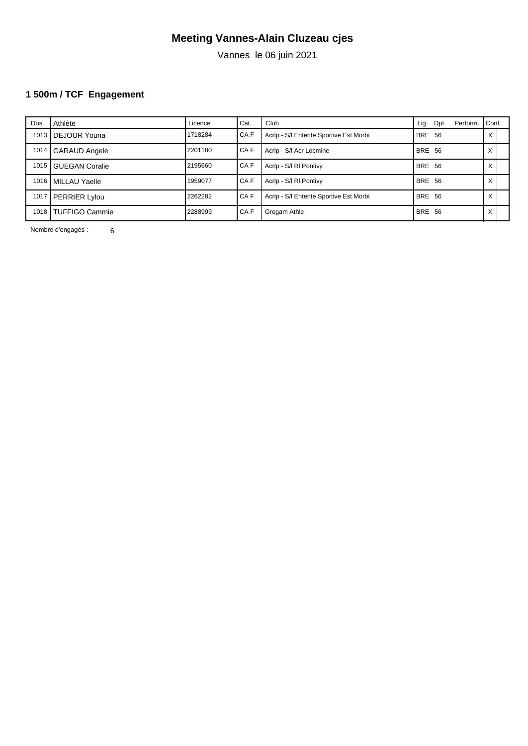# Meeting Vannes-Alain Cluzeau cjes

Vannes le 06 juin 2021

## 1 500m / TCF Engagement

| Dos. | Athlète | Licence | Cat. | Club | Lig. | Dpt | Perform. | Conf. |
|---|---|---|---|---|---|---|---|---|
| 1013 | DEJOUR Youna | 1718284 | CA F | Acrlp - S/l Entente Sportive Est Morbi | BRE | 56 | | X |
| 1014 | GARAUD Angele | 2201180 | CA F | Acrlp - S/l Acr Locmine | BRE | 56 | | X |
| 1015 | GUEGAN Coralie | 2195660 | CA F | Acrlp - S/l Rl Pontivy | BRE | 56 | | X |
| 1016 | MILLAU Yaelle | 1959077 | CA F | Acrlp - S/l Rl Pontivy | BRE | 56 | | X |
| 1017 | PERRIER Lylou | 2262282 | CA F | Acrlp - S/l Entente Sportive Est Morbi | BRE | 56 | | X |
| 1018 | TUFFIGO Cammie | 2288999 | CA F | Gregam Athle | BRE | 56 | | X |

Nombre d'engagés : 6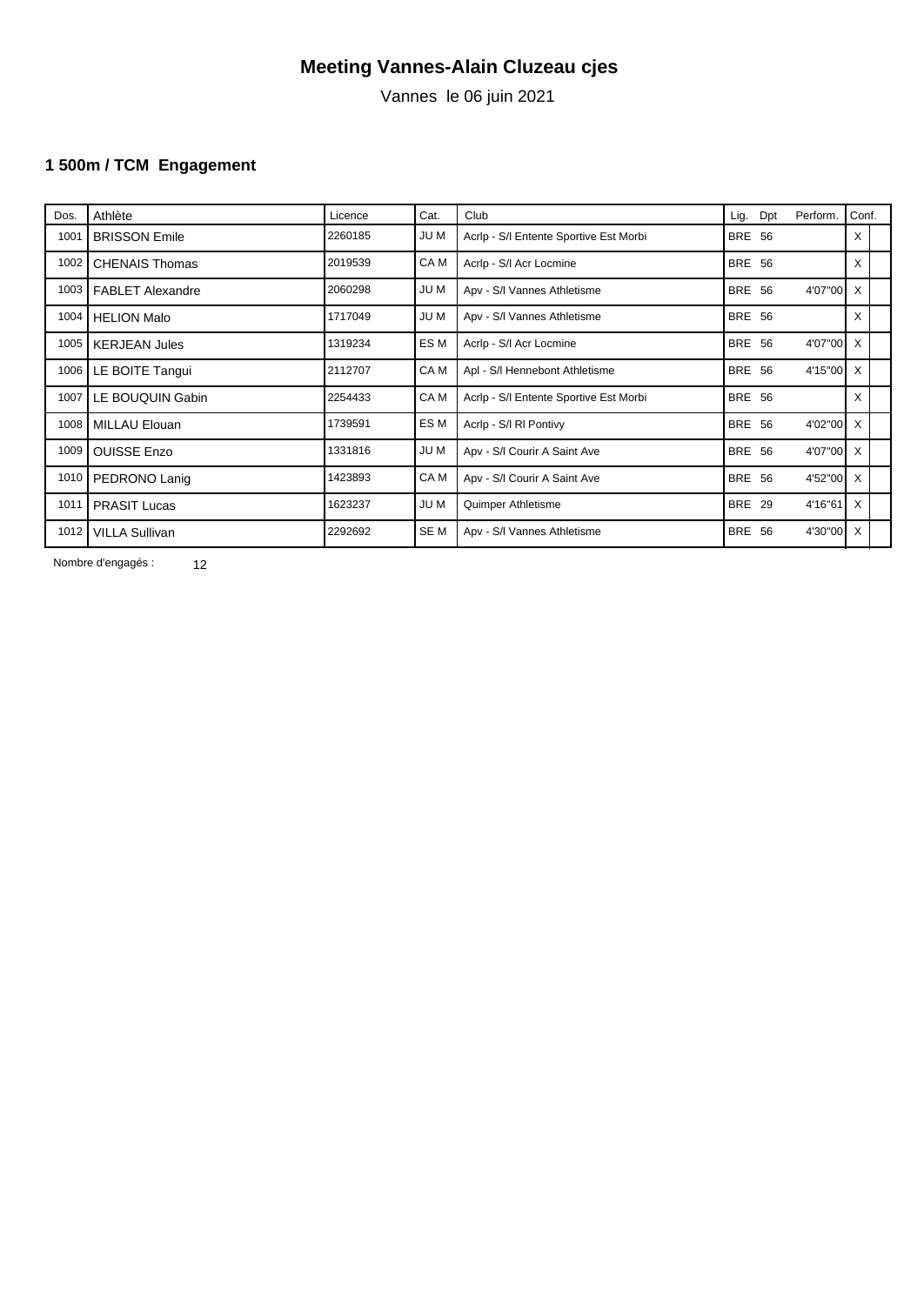# Meeting Vannes-Alain Cluzeau cjes

Vannes le 06 juin 2021

### 1 500m / TCM Engagement

| Dos. | Athlète | Licence | Cat. | Club | Lig. | Dpt | Perform. | Conf. |
|---|---|---|---|---|---|---|---|---|
| 1001 | BRISSON Emile | 2260185 | JU M | Acrlp - S/l Entente Sportive Est Morbi | BRE | 56 | | X |
| 1002 | CHENAIS Thomas | 2019539 | CA M | Acrlp - S/l Acr Locmine | BRE | 56 | | X |
| 1003 | FABLET Alexandre | 2060298 | JU M | Apv - S/l Vannes Athletisme | BRE | 56 | 4'07"00 | X |
| 1004 | HELION Malo | 1717049 | JU M | Apv - S/l Vannes Athletisme | BRE | 56 | | X |
| 1005 | KERJEAN Jules | 1319234 | ES M | Acrlp - S/l Acr Locmine | BRE | 56 | 4'07"00 | X |
| 1006 | LE BOITE Tangui | 2112707 | CA M | Apl - S/l Hennebont Athletisme | BRE | 56 | 4'15"00 | X |
| 1007 | LE BOUQUIN Gabin | 2254433 | CA M | Acrlp - S/l Entente Sportive Est Morbi | BRE | 56 | | X |
| 1008 | MILLAU Elouan | 1739591 | ES M | Acrlp - S/l Rl Pontivy | BRE | 56 | 4'02"00 | X |
| 1009 | OUISSE Enzo | 1331816 | JU M | Apv - S/l Courir A Saint Ave | BRE | 56 | 4'07"00 | X |
| 1010 | PEDRONO Lanig | 1423893 | CA M | Apv - S/l Courir A Saint Ave | BRE | 56 | 4'52"00 | X |
| 1011 | PRASIT Lucas | 1623237 | JU M | Quimper Athletisme | BRE | 29 | 4'16"61 | X |
| 1012 | VILLA Sullivan | 2292692 | SE M | Apv - S/l Vannes Athletisme | BRE | 56 | 4'30"00 | X |

Nombre d'engagés : 12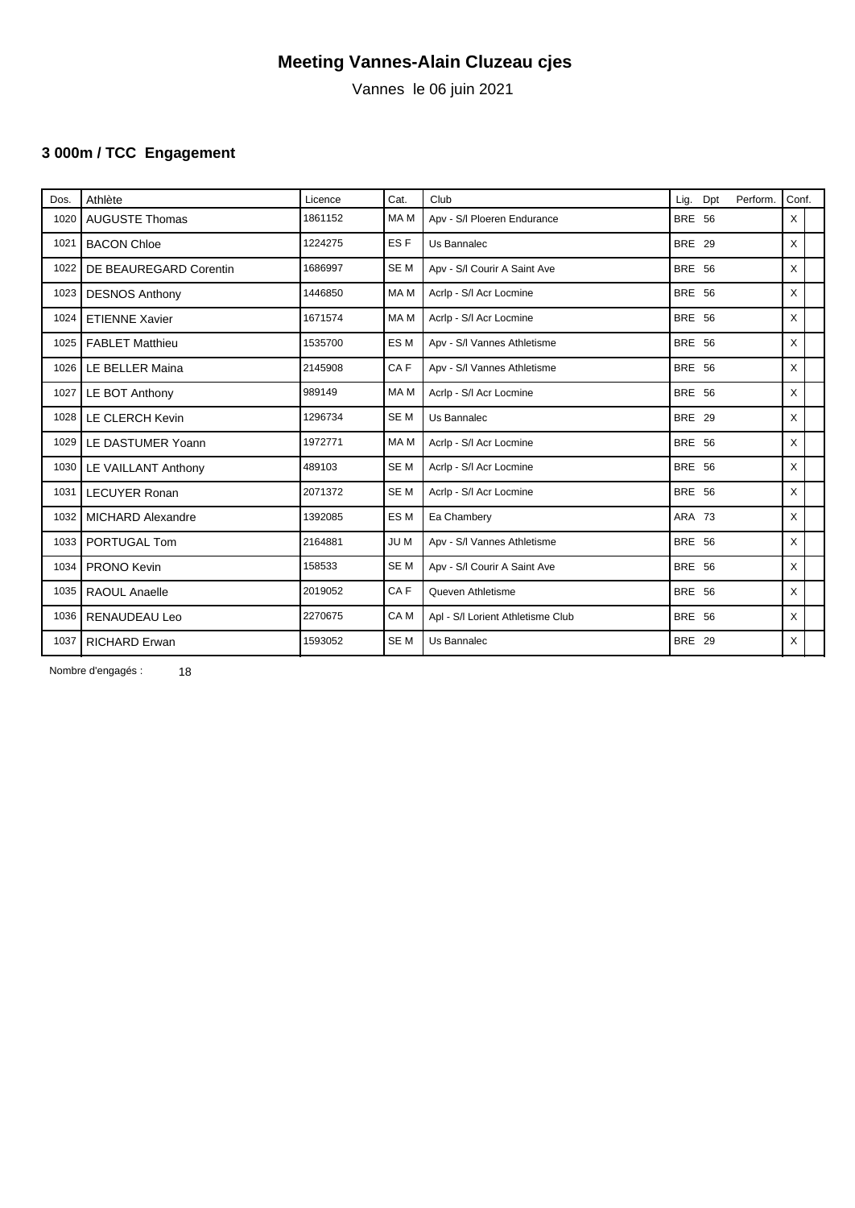# Meeting Vannes-Alain Cluzeau cjes

Vannes le 06 juin 2021

## 3 000m / TCC Engagement

| Dos. | Athlète | Licence | Cat. | Club | Lig. | Dpt | Perform. | Conf. |
|---|---|---|---|---|---|---|---|---|
| 1020 | AUGUSTE Thomas | 1861152 | MA M | Apv - S/l Ploeren Endurance | BRE | 56 | | X |
| 1021 | BACON Chloe | 1224275 | ES F | Us Bannalec | BRE | 29 | | X |
| 1022 | DE BEAUREGARD Corentin | 1686997 | SE M | Apv - S/l Courir A Saint Ave | BRE | 56 | | X |
| 1023 | DESNOS Anthony | 1446850 | MA M | Acrlp - S/l Acr Locmine | BRE | 56 | | X |
| 1024 | ETIENNE Xavier | 1671574 | MA M | Acrlp - S/l Acr Locmine | BRE | 56 | | X |
| 1025 | FABLET Matthieu | 1535700 | ES M | Apv - S/l Vannes Athletisme | BRE | 56 | | X |
| 1026 | LE BELLER Maina | 2145908 | CA F | Apv - S/l Vannes Athletisme | BRE | 56 | | X |
| 1027 | LE BOT Anthony | 989149 | MA M | Acrlp - S/l Acr Locmine | BRE | 56 | | X |
| 1028 | LE CLERCH Kevin | 1296734 | SE M | Us Bannalec | BRE | 29 | | X |
| 1029 | LE DASTUMER Yoann | 1972771 | MA M | Acrlp - S/l Acr Locmine | BRE | 56 | | X |
| 1030 | LE VAILLANT Anthony | 489103 | SE M | Acrlp - S/l Acr Locmine | BRE | 56 | | X |
| 1031 | LECUYER Ronan | 2071372 | SE M | Acrlp - S/l Acr Locmine | BRE | 56 | | X |
| 1032 | MICHARD Alexandre | 1392085 | ES M | Ea Chambery | ARA | 73 | | X |
| 1033 | PORTUGAL Tom | 2164881 | JU M | Apv - S/l Vannes Athletisme | BRE | 56 | | X |
| 1034 | PRONO Kevin | 158533 | SE M | Apv - S/l Courir A Saint Ave | BRE | 56 | | X |
| 1035 | RAOUL Anaelle | 2019052 | CA F | Queven Athletisme | BRE | 56 | | X |
| 1036 | RENAUDEAU Leo | 2270675 | CA M | Apl - S/l Lorient Athletisme Club | BRE | 56 | | X |
| 1037 | RICHARD Erwan | 1593052 | SE M | Us Bannalec | BRE | 29 | | X |

Nombre d'engagés : 18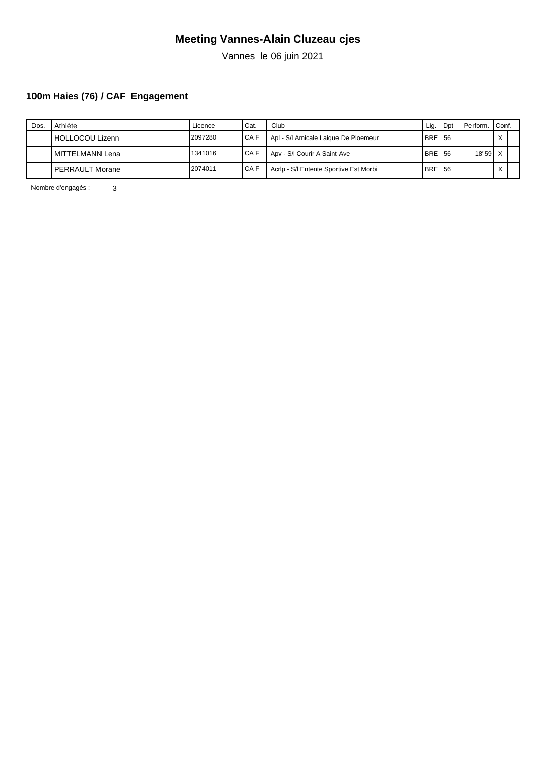# Meeting Vannes-Alain Cluzeau cjes

Vannes le 06 juin 2021

## 100m Haies (76) / CAF Engagement

| Dos. | Athlète | Licence | Cat. | Club | Lig. | Dpt | Perform. | Conf. | |
|---|---|---|---|---|---|---|---|---|---|
| | HOLLOCOU Lizenn | 2097280 | CA F | Apl - S/l Amicale Laique De Ploemeur | BRE | 56 | | X | |
| | MITTELMANN Lena | 1341016 | CA F | Apv - S/l Courir A Saint Ave | BRE | 56 | 18"59 | X | |
| | PERRAULT Morane | 2074011 | CA F | Acrlp - S/l Entente Sportive Est Morbi | BRE | 56 | | X | |

Nombre d'engagés : 3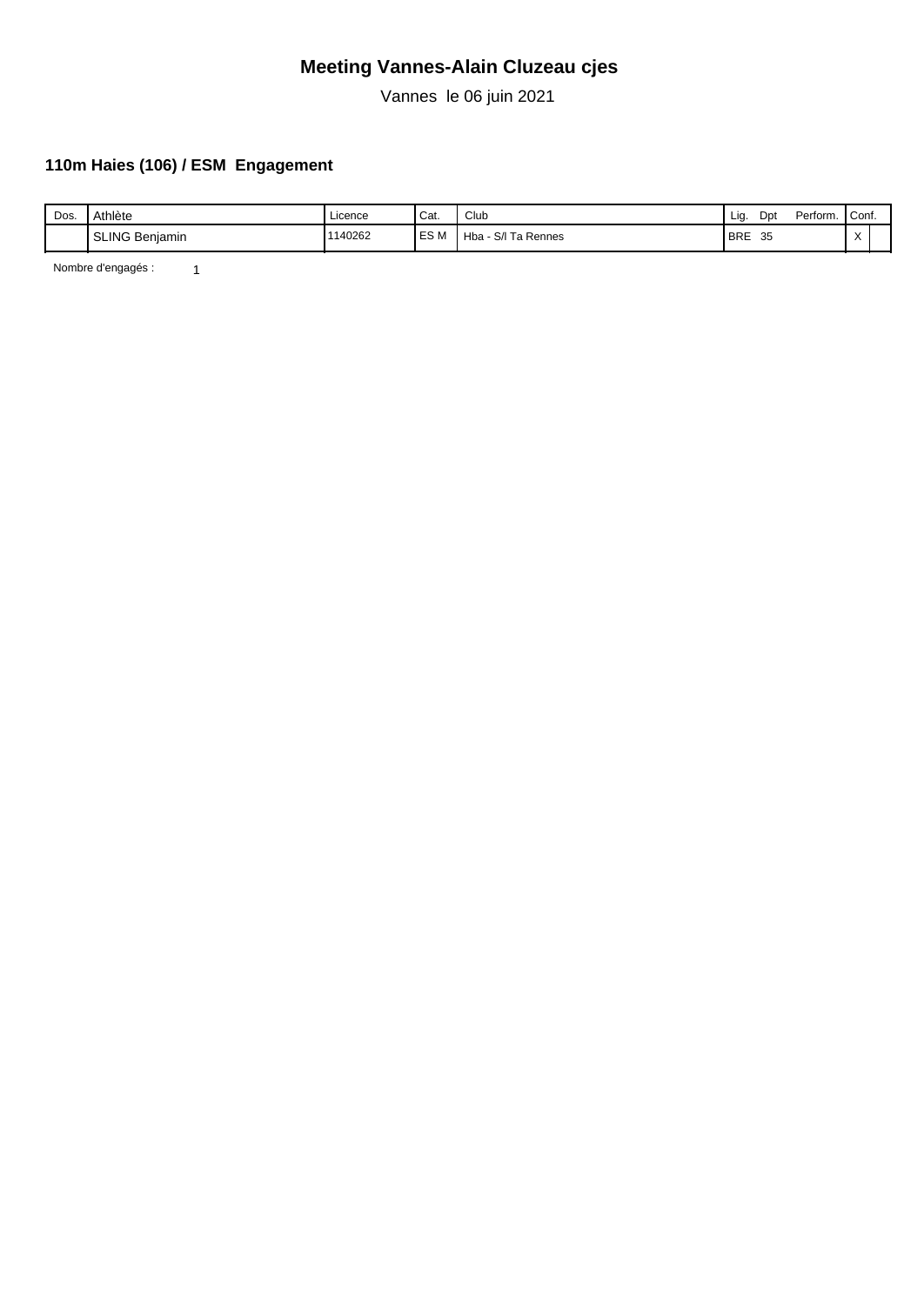# Meeting Vannes-Alain Cluzeau cjes

Vannes le 06 juin 2021

### 110m Haies (106) / ESM Engagement

| Dos. | Athlète | Licence | Cat. | Club | Lig. | Dpt | Perform. | Conf. | |
|---|---|---|---|---|---|---|---|---|---|
| | SLING Benjamin | 1140262 | ES M | Hba - S/l Ta Rennes | BRE | 35 | | X | |

Nombre d'engagés : 1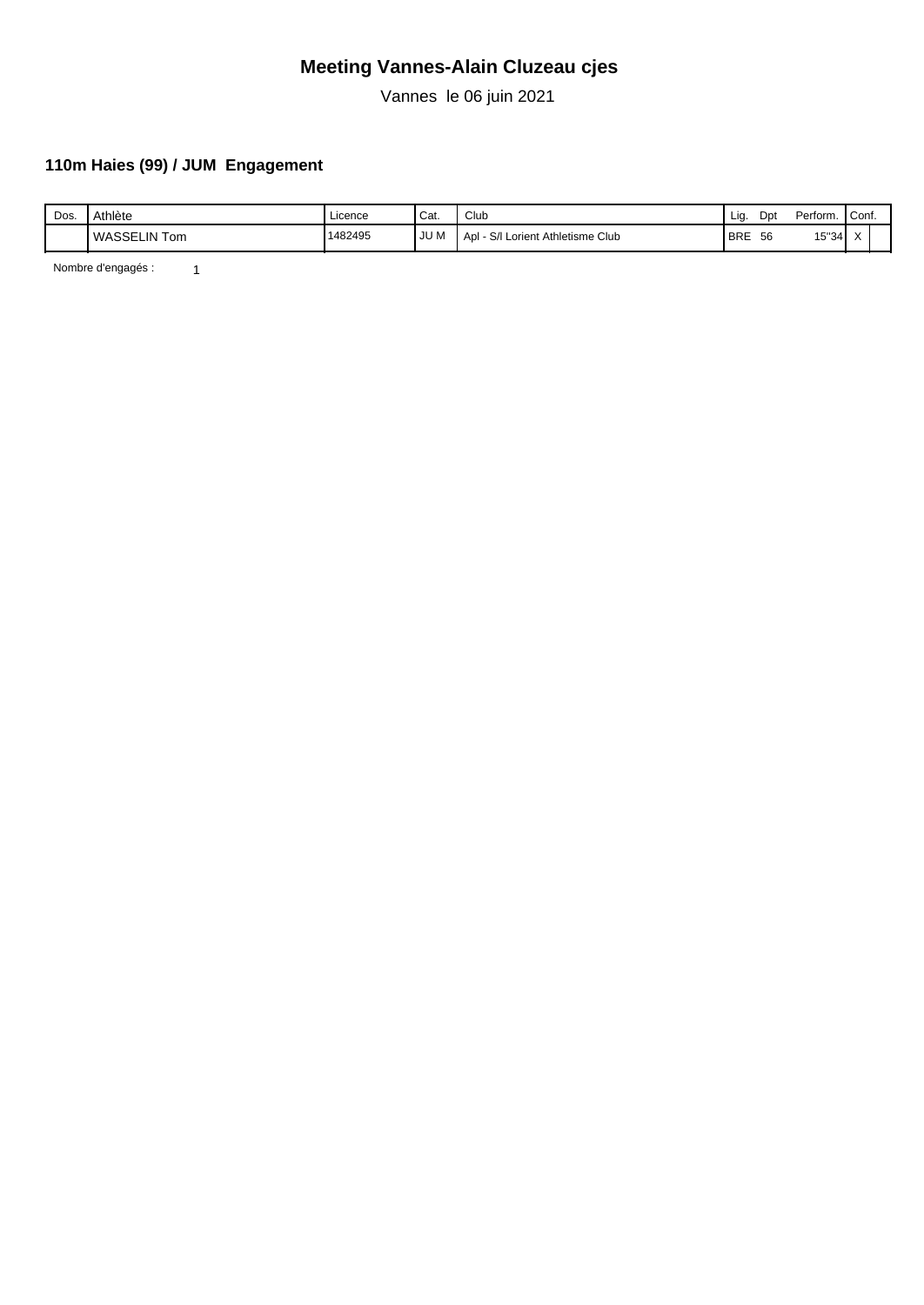# Meeting Vannes-Alain Cluzeau cjes

Vannes le 06 juin 2021

### 110m Haies (99) / JUM Engagement

| Dos. | Athlète | Licence | Cat. | Club | Lig. | Dpt | Perform. | Conf. | |
|---|---|---|---|---|---|---|---|---|---|
| | WASSELIN Tom | 1482495 | JU M | Apl - S/l Lorient Athletisme Club | BRE | 56 | 15''34 | X | |

Nombre d'engagés : 1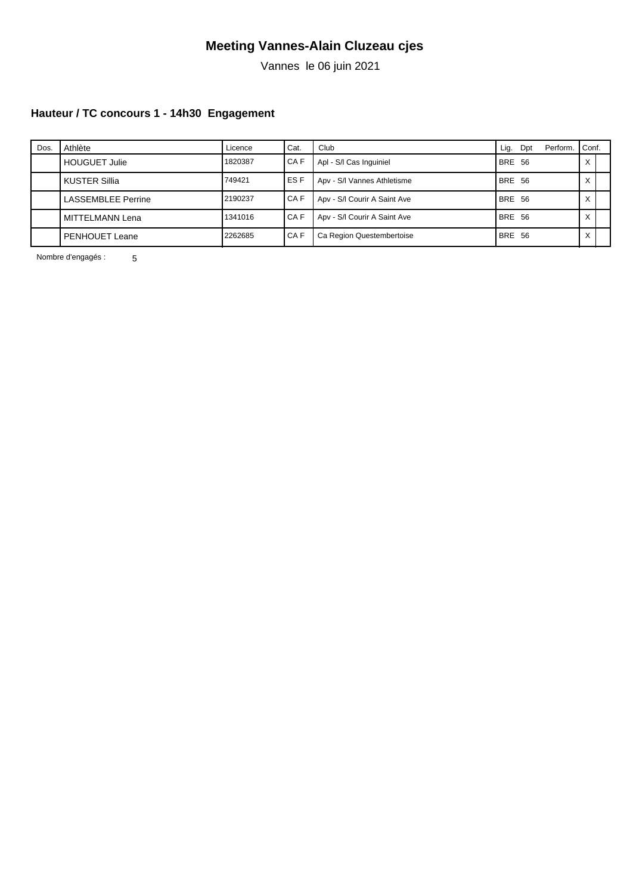# Meeting Vannes-Alain Cluzeau cjes

Vannes le 06 juin 2021

### Hauteur / TC concours 1 - 14h30 Engagement

| Dos. | Athlète | Licence | Cat. | Club | Lig. | Dpt | Perform. | Conf. | |
|---|---|---|---|---|---|---|---|---|---|
| | HOUGUET Julie | 1820387 | CA F | Apl - S/l Cas Inguiniel | BRE | 56 | | X | |
| | KUSTER Sillia | 749421 | ES F | Apv - S/l Vannes Athletisme | BRE | 56 | | X | |
| | LASSEMBLEE Perrine | 2190237 | CA F | Apv - S/l Courir A Saint Ave | BRE | 56 | | X | |
| | MITTELMANN Lena | 1341016 | CA F | Apv - S/l Courir A Saint Ave | BRE | 56 | | X | |
| | PENHOUET Leane | 2262685 | CA F | Ca Region Questembertoise | BRE | 56 | | X | |

Nombre d'engagés : 5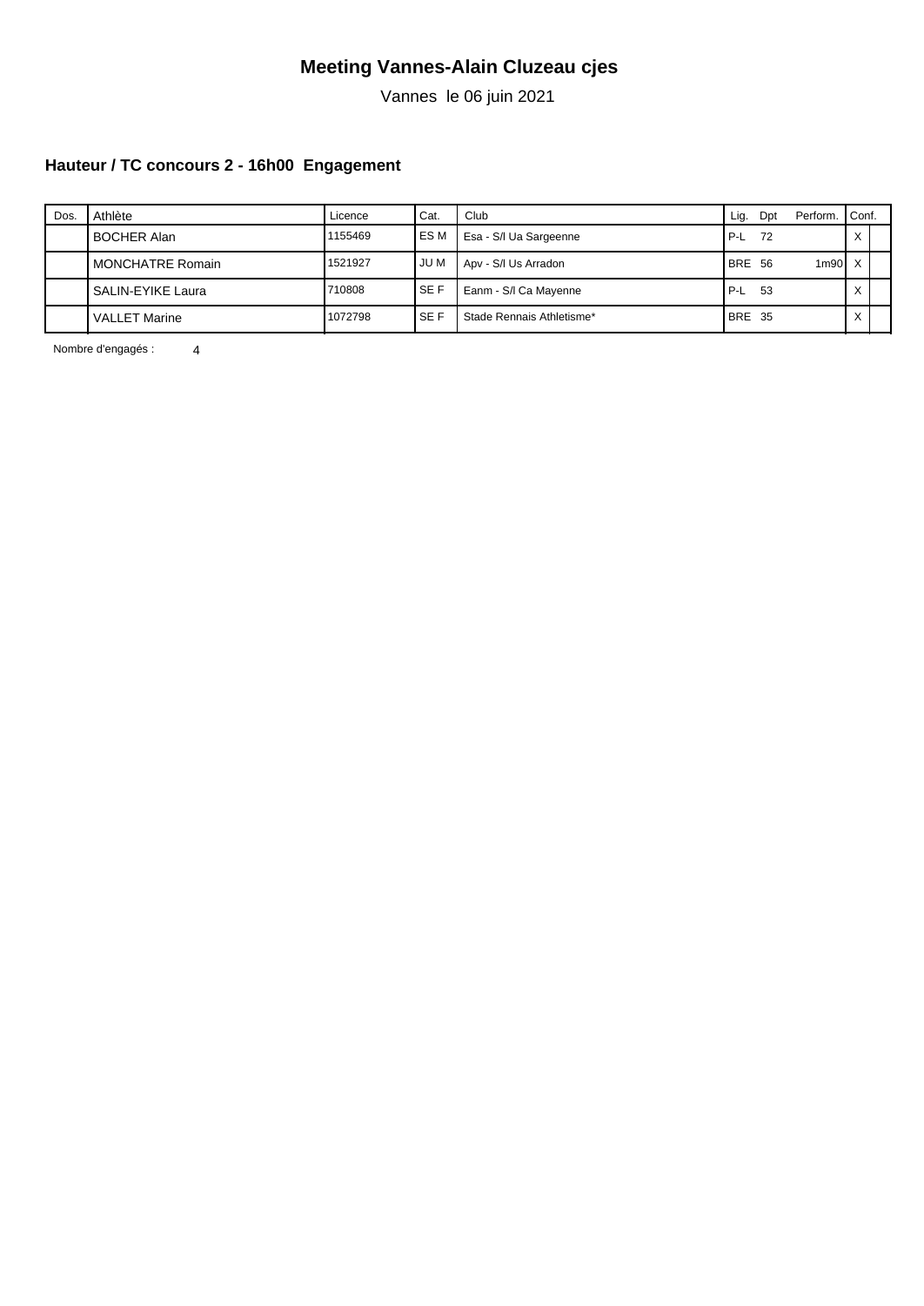# Meeting Vannes-Alain Cluzeau cjes

Vannes le 06 juin 2021

### Hauteur / TC concours 2 - 16h00 Engagement

| Dos. | Athlète | Licence | Cat. | Club | Lig. | Dpt | Perform. | Conf. | |
|---|---|---|---|---|---|---|---|---|---|
| | BOCHER Alan | 1155469 | ES M | Esa - S/l Ua Sargeenne | P-L | 72 | | X | |
| | MONCHATRE Romain | 1521927 | JU M | Apv - S/l Us Arradon | BRE | 56 | 1m90 | X | |
| | SALIN-EYIKE Laura | 710808 | SE F | Eanm - S/l Ca Mayenne | P-L | 53 | | X | |
| | VALLET Marine | 1072798 | SE F | Stade Rennais Athletisme* | BRE | 35 | | X | |

Nombre d'engagés : 4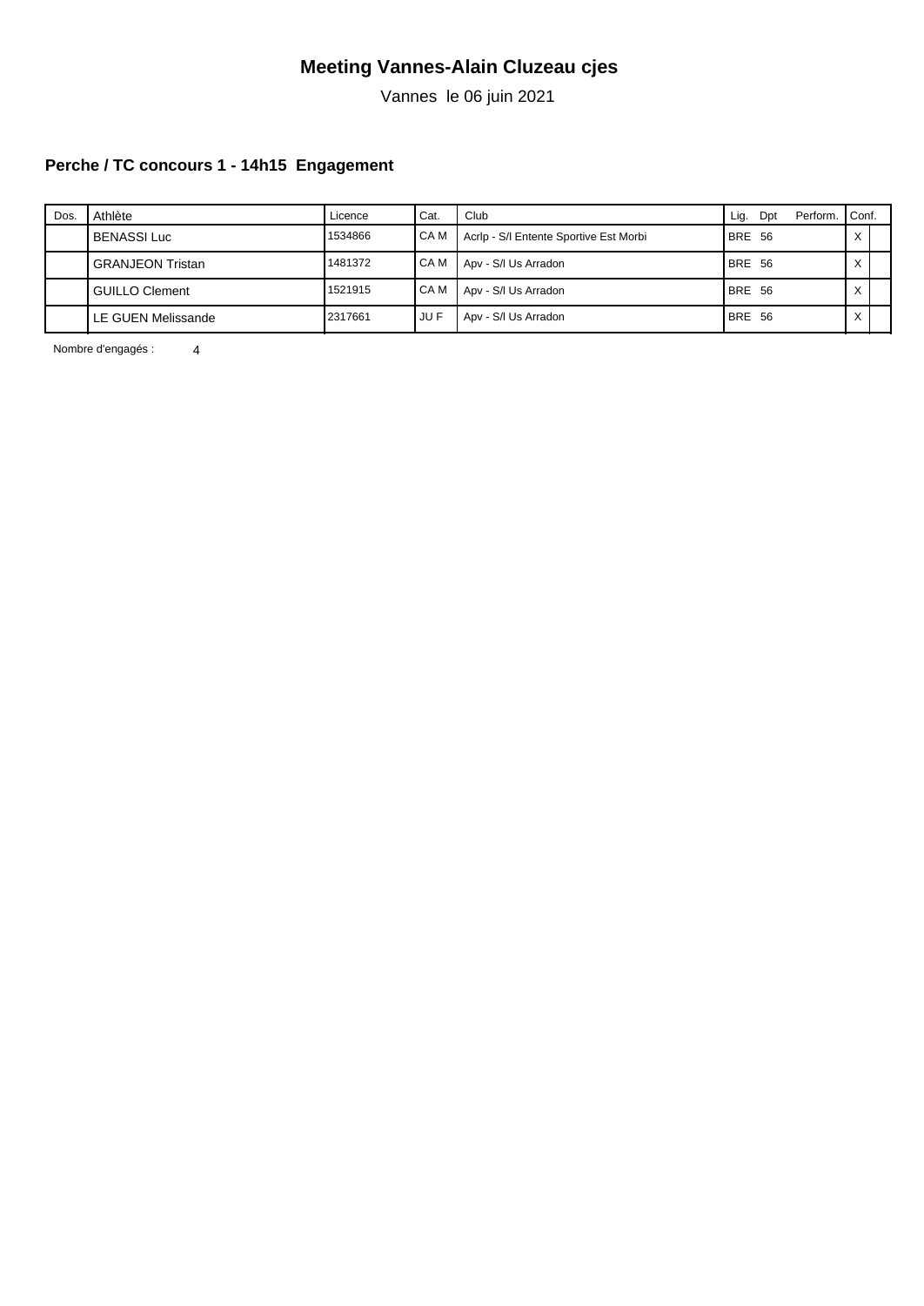# Meeting Vannes-Alain Cluzeau cjes

Vannes le 06 juin 2021

### Perche / TC concours 1 - 14h15 Engagement

| Dos. | Athlète | Licence | Cat. | Club | Lig. | Dpt | Perform. | Conf. | |
|---|---|---|---|---|---|---|---|---|---|
| | BENASSI Luc | 1534866 | CA M | Acrlp - S/l Entente Sportive Est Morbi | BRE | 56 | | X | |
| | GRANJEON Tristan | 1481372 | CA M | Apv - S/l Us Arradon | BRE | 56 | | X | |
| | GUILLO Clement | 1521915 | CA M | Apv - S/l Us Arradon | BRE | 56 | | X | |
| | LE GUEN Melissande | 2317661 | JU F | Apv - S/l Us Arradon | BRE | 56 | | X | |

Nombre d'engagés : 4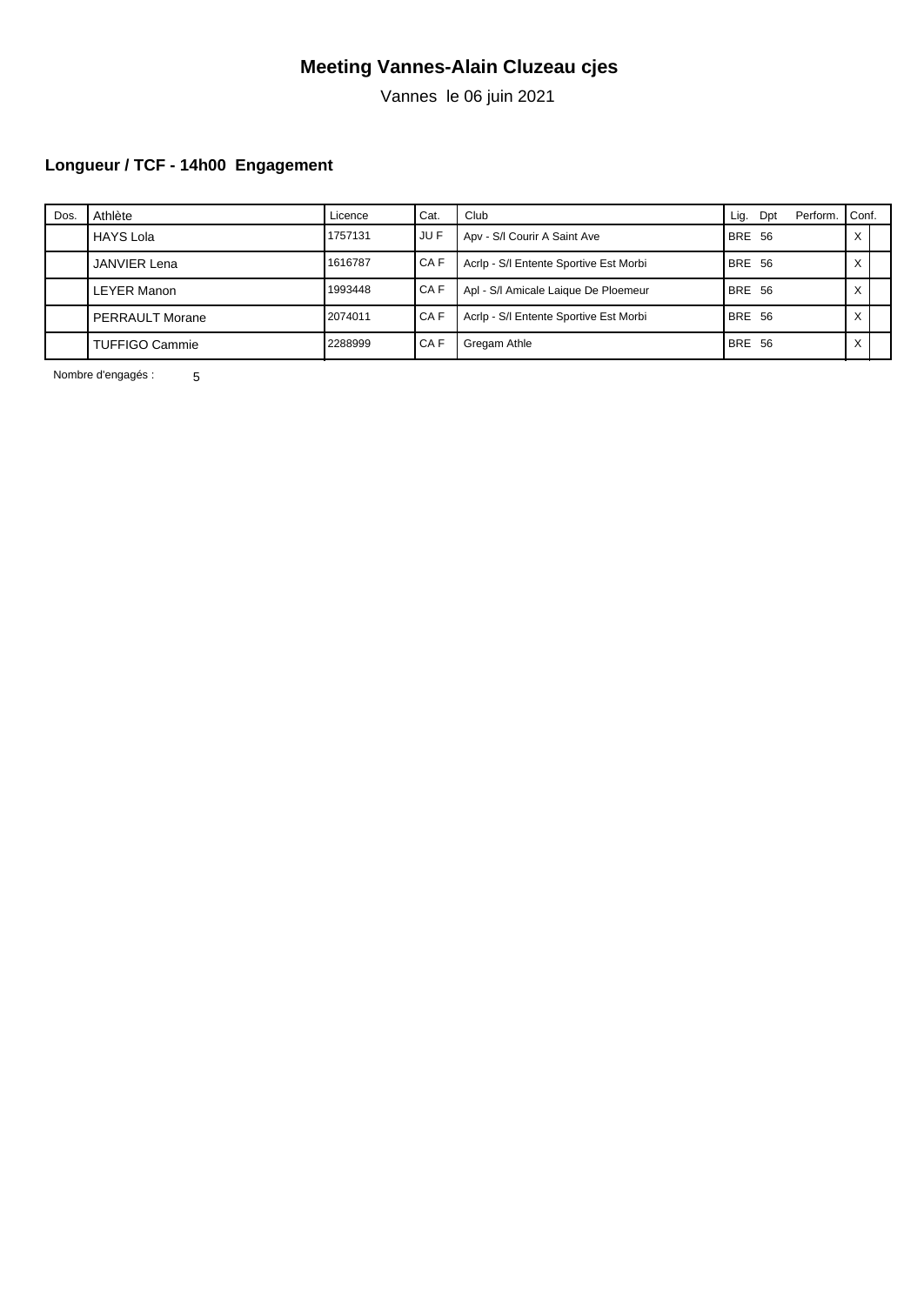# Meeting Vannes-Alain Cluzeau cjes

Vannes le 06 juin 2021

### Longueur / TCF - 14h00 Engagement

| Dos. | Athlète | Licence | Cat. | Club | Lig. | Dpt | Perform. | Conf. | |
|---|---|---|---|---|---|---|---|---|---|
| | HAYS Lola | 1757131 | JU F | Apv - S/l Courir A Saint Ave | BRE | 56 | | X | |
| | JANVIER Lena | 1616787 | CA F | Acrlp - S/l Entente Sportive Est Morbi | BRE | 56 | | X | |
| | LEYER Manon | 1993448 | CA F | Apl - S/l Amicale Laique De Ploemeur | BRE | 56 | | X | |
| | PERRAULT Morane | 2074011 | CA F | Acrlp - S/l Entente Sportive Est Morbi | BRE | 56 | | X | |
| | TUFFIGO Cammie | 2288999 | CA F | Gregam Athle | BRE | 56 | | X | |

Nombre d'engagés : 5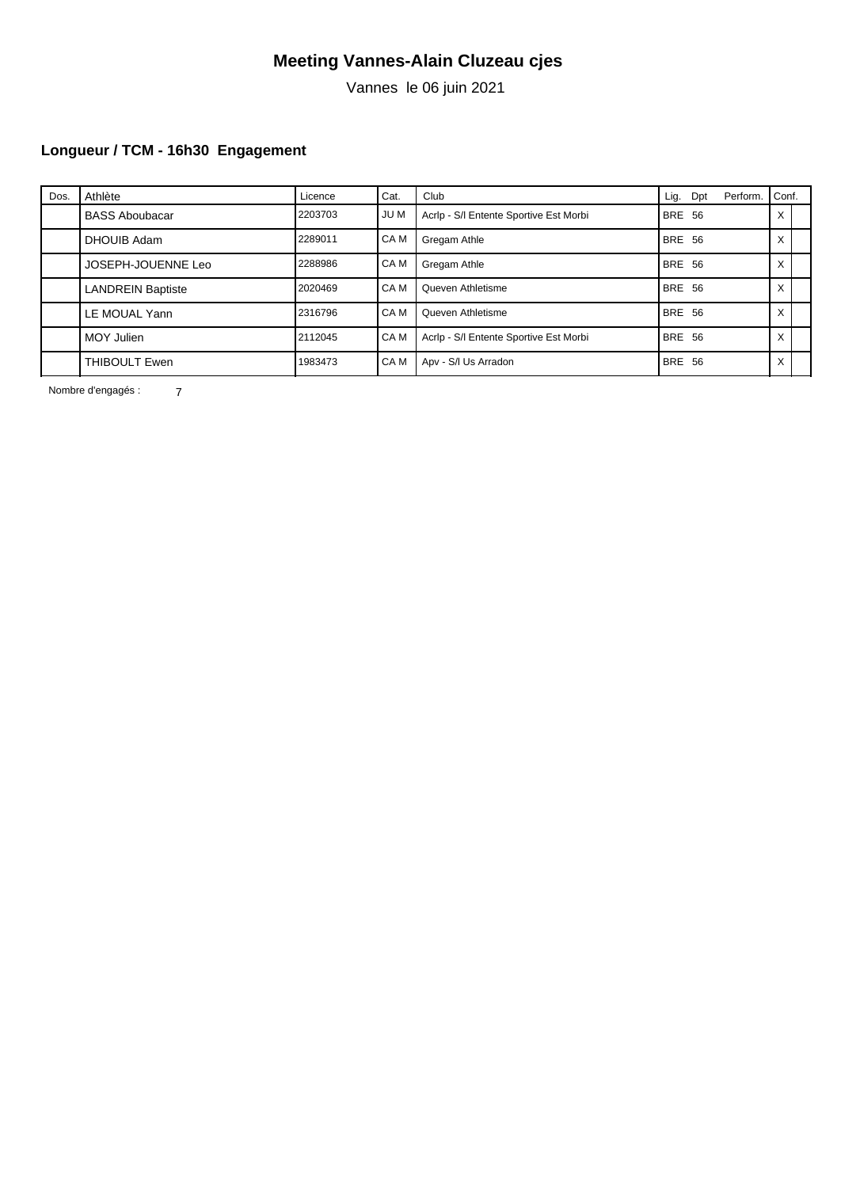# Meeting Vannes-Alain Cluzeau cjes

Vannes le 06 juin 2021

## Longueur / TCM - 16h30 Engagement

| Dos. | Athlète | Licence | Cat. | Club | Lig. | Dpt | Perform. | Conf. |
|---|---|---|---|---|---|---|---|---|
| | BASS Aboubacar | 2203703 | JU M | Acrlp - S/l Entente Sportive Est Morbi | BRE | 56 | | X |
| | DHOUIB Adam | 2289011 | CA M | Gregam Athle | BRE | 56 | | X |
| | JOSEPH-JOUENNE Leo | 2288986 | CA M | Gregam Athle | BRE | 56 | | X |
| | LANDREIN Baptiste | 2020469 | CA M | Queven Athletisme | BRE | 56 | | X |
| | LE MOUAL Yann | 2316796 | CA M | Queven Athletisme | BRE | 56 | | X |
| | MOY Julien | 2112045 | CA M | Acrlp - S/l Entente Sportive Est Morbi | BRE | 56 | | X |
| | THIBOULT Ewen | 1983473 | CA M | Apv - S/l Us Arradon | BRE | 56 | | X |

Nombre d'engagés : 7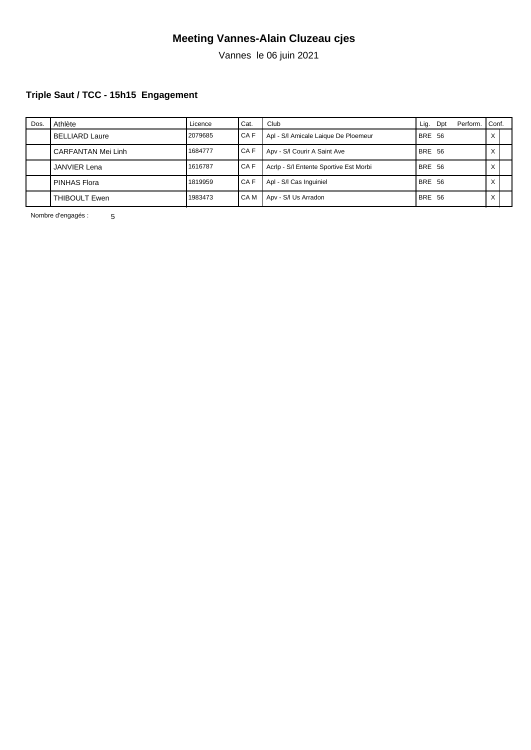# Meeting Vannes-Alain Cluzeau cjes

Vannes le 06 juin 2021

### Triple Saut / TCC - 15h15 Engagement

| Dos. | Athlète | Licence | Cat. | Club | Lig. | Dpt | Perform. | Conf. | |
|---|---|---|---|---|---|---|---|---|---|
| | BELLIARD Laure | 2079685 | CA F | Apl - S/l Amicale Laique De Ploemeur | BRE | 56 | | X | |
| | CARFANTAN Mei Linh | 1684777 | CA F | Apv - S/l Courir A Saint Ave | BRE | 56 | | X | |
| | JANVIER Lena | 1616787 | CA F | Acrlp - S/l Entente Sportive Est Morbi | BRE | 56 | | X | |
| | PINHAS Flora | 1819959 | CA F | Apl - S/l Cas Inguiniel | BRE | 56 | | X | |
| | THIBOULT Ewen | 1983473 | CA M | Apv - S/l Us Arradon | BRE | 56 | | X | |

Nombre d'engagés : 5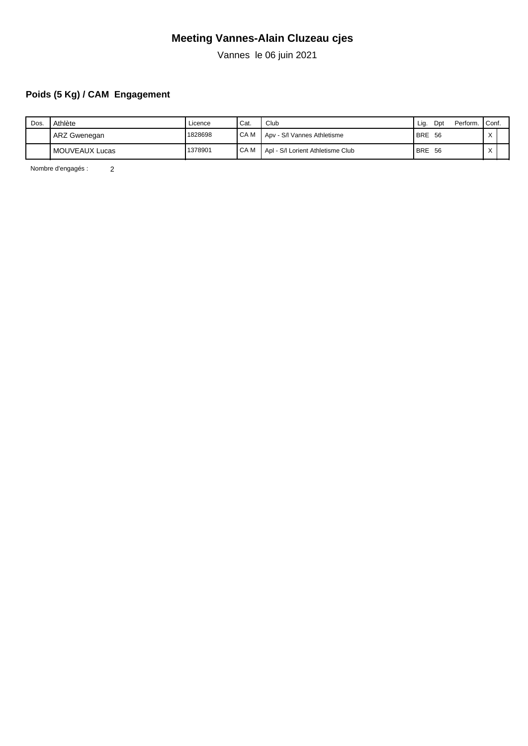# Meeting Vannes-Alain Cluzeau cjes

Vannes le 06 juin 2021

## Poids (5 Kg) / CAM Engagement

| Dos. | Athlète | Licence | Cat. | Club | Lig. | Dpt | Perform. | Conf. | |
|---|---|---|---|---|---|---|---|---|---|
| | ARZ Gwenegan | 1828698 | CA M | Apv - S/l Vannes Athletisme | BRE | 56 | | X | |
| | MOUVEAUX Lucas | 1378901 | CA M | Apl - S/l Lorient Athletisme Club | BRE | 56 | | X | |

Nombre d'engagés : 2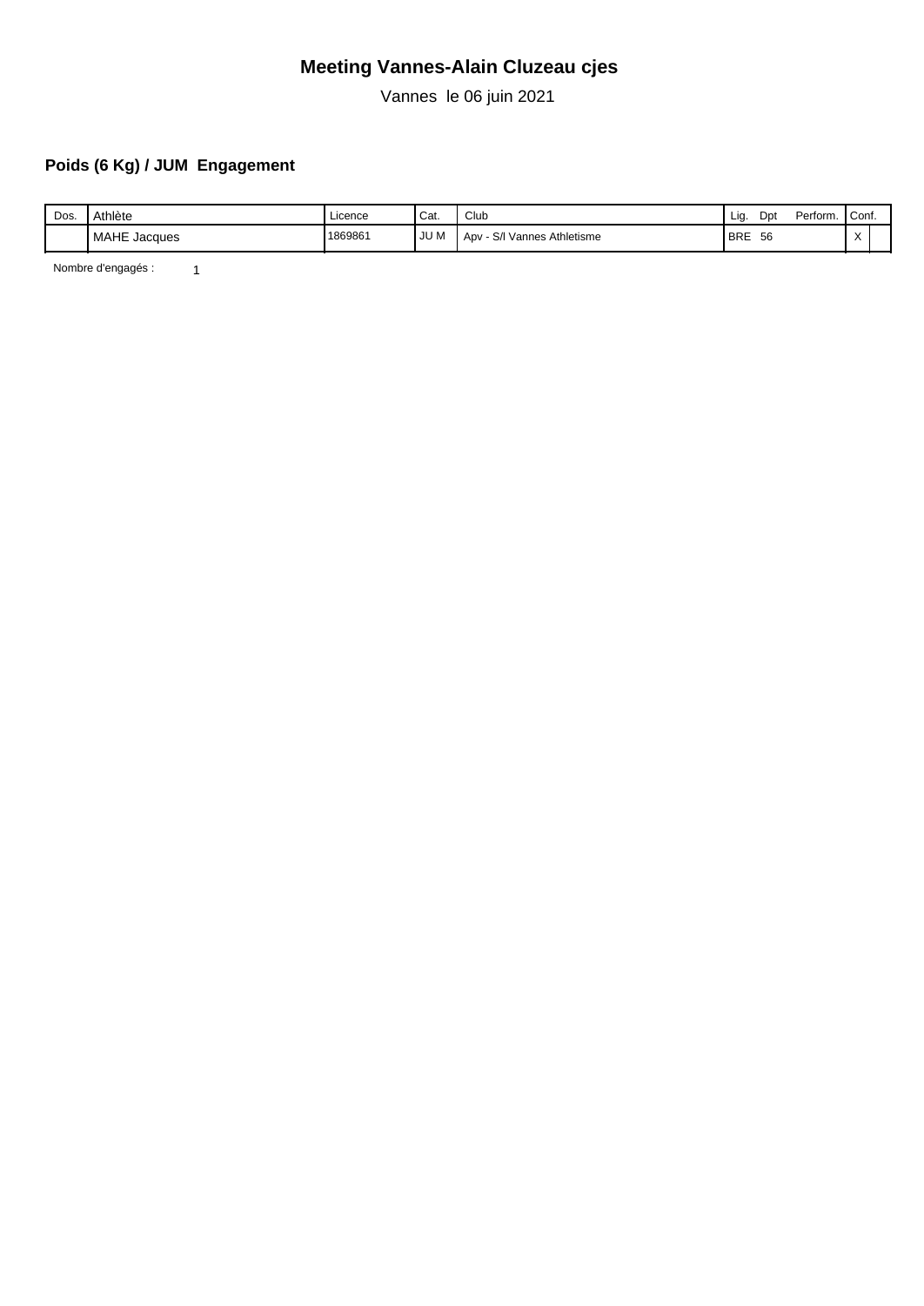# Meeting Vannes-Alain Cluzeau cjes

Vannes le 06 juin 2021

## Poids (6 Kg) / JUM Engagement

| Dos. | Athlète | Licence | Cat. | Club | Lig. | Dpt | Perform. | Conf. | |
|---|---|---|---|---|---|---|---|---|---|
| | MAHE Jacques | 1869861 | JU M | Apv - S/l Vannes Athletisme | BRE | 56 | | X | |

Nombre d'engagés : 1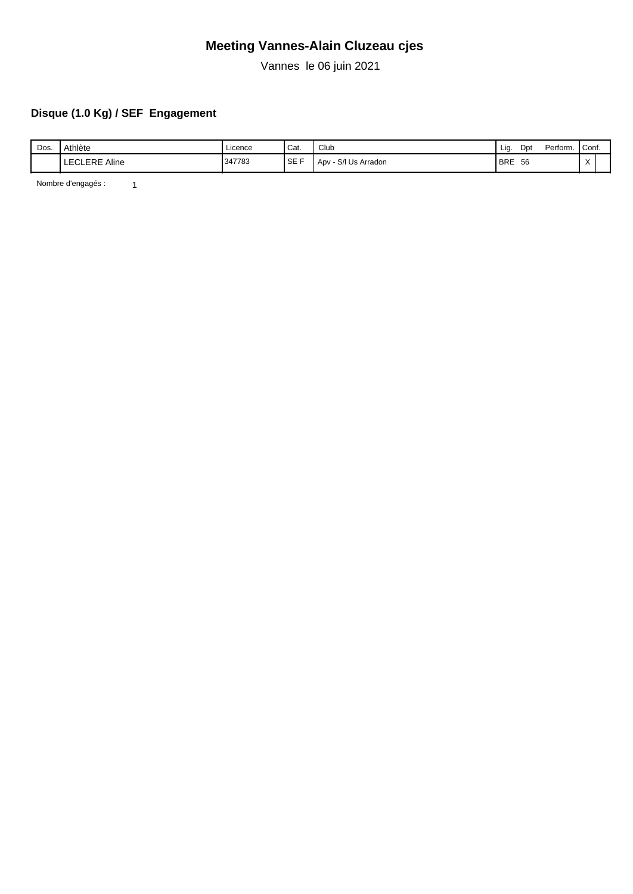# Meeting Vannes-Alain Cluzeau cjes

Vannes le 06 juin 2021

## Disque (1.0 Kg) / SEF Engagement

| Dos. | Athlète | Licence | Cat. | Club | Lig. | Dpt | Perform. | Conf. | |
|---|---|---|---|---|---|---|---|---|---|
| | LECLERE Aline | 347783 | SE F | Apv - S/l Us Arradon | BRE | 56 | | X | |

Nombre d'engagés : 1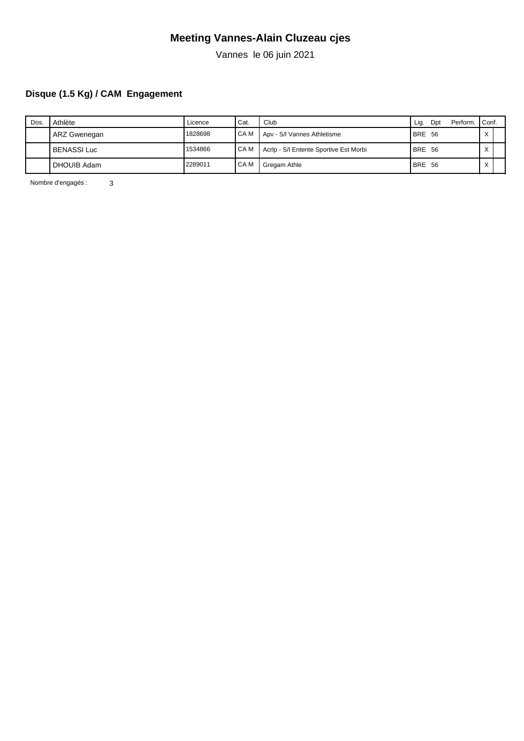# Meeting Vannes-Alain Cluzeau cjes

Vannes le 06 juin 2021

## Disque (1.5 Kg) / CAM Engagement

| Dos. | Athlète | Licence | Cat. | Club | Lig. | Dpt | Perform. | Conf. | |
|---|---|---|---|---|---|---|---|---|---|
| | ARZ Gwenegan | 1828698 | CA M | Apv - S/l Vannes Athletisme | BRE | 56 | | X | |
| | BENASSI Luc | 1534866 | CA M | Acrlp - S/l Entente Sportive Est Morbi | BRE | 56 | | X | |
| | DHOUIB Adam | 2289011 | CA M | Gregam Athle | BRE | 56 | | X | |

Nombre d'engagés : 3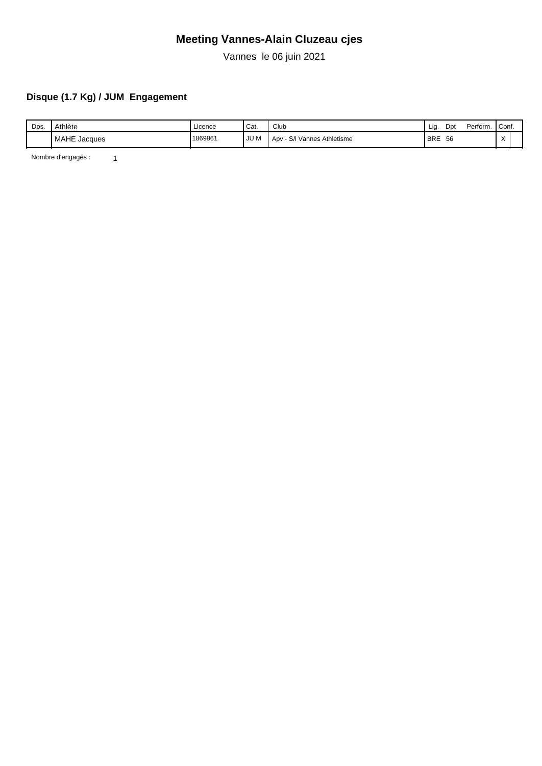# Meeting Vannes-Alain Cluzeau cjes

Vannes le 06 juin 2021

## Disque (1.7 Kg) / JUM Engagement

| Dos. | Athlète | Licence | Cat. | Club | Lig. | Dpt | Perform. | Conf. | |
|---|---|---|---|---|---|---|---|---|---|
| | MAHE Jacques | 1869861 | JU M | Apv - S/l Vannes Athletisme | BRE | 56 | | X | |

Nombre d'engagés : 1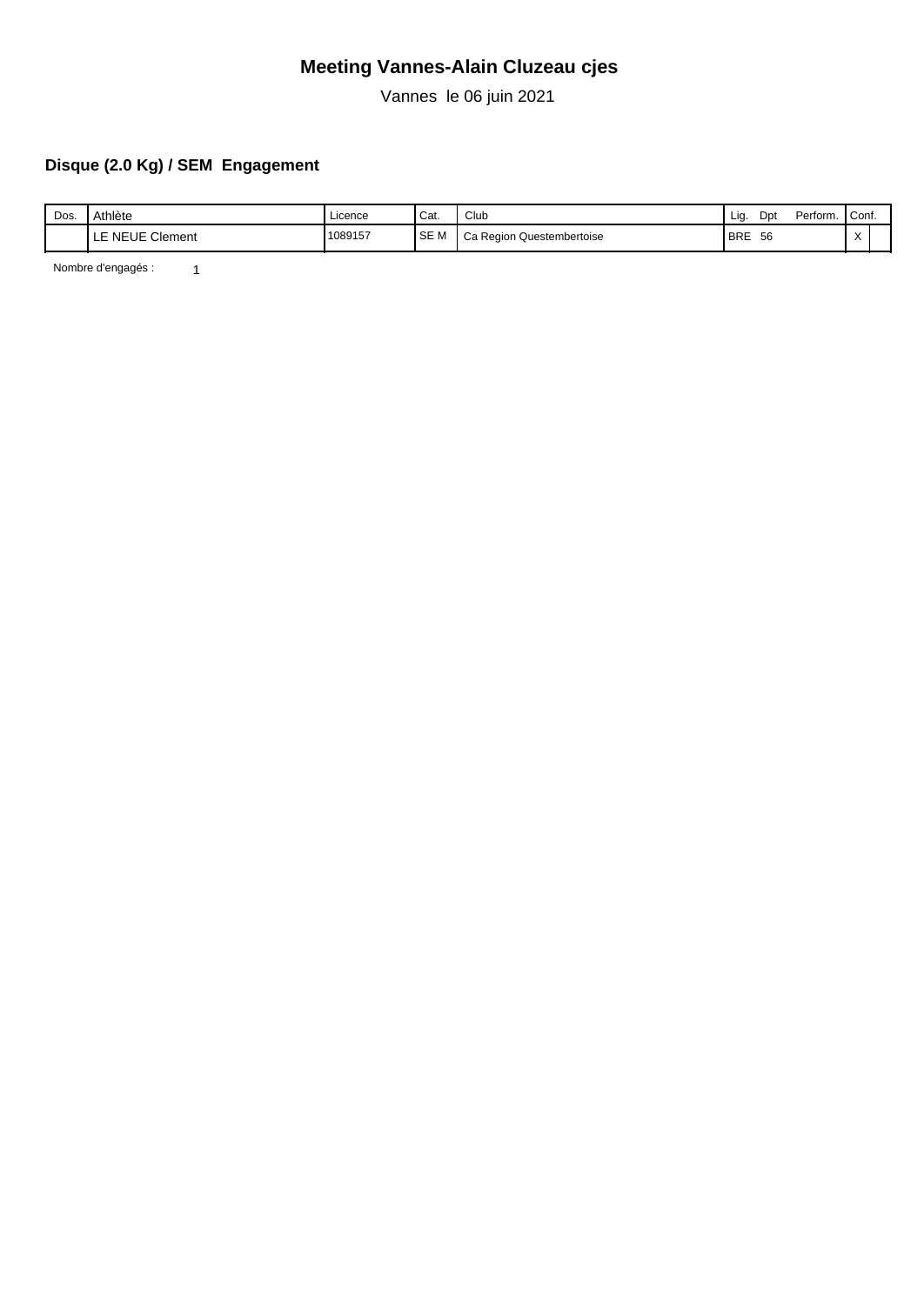# Meeting Vannes-Alain Cluzeau cjes

Vannes le 06 juin 2021

## Disque (2.0 Kg) / SEM Engagement

| Dos. | Athlète | Licence | Cat. | Club | Lig. | Dpt | Perform. | Conf. | |
|---|---|---|---|---|---|---|---|---|---|
| | LE NEUE Clement | 1089157 | SE M | Ca Region Questembertoise | BRE | 56 | | X | |

Nombre d'engagés : 1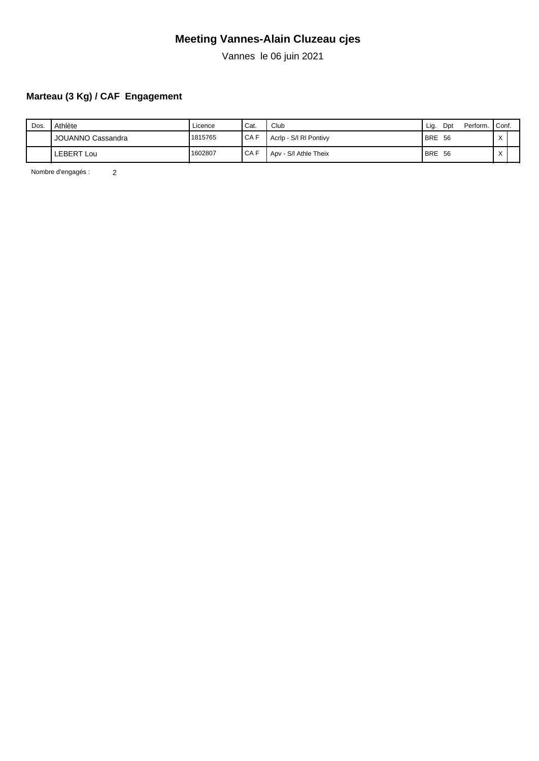# Meeting Vannes-Alain Cluzeau cjes

Vannes le 06 juin 2021

## Marteau (3 Kg) / CAF Engagement

| Dos. | Athlète | Licence | Cat. | Club | Lig. | Dpt | Perform. | Conf. | |
|---|---|---|---|---|---|---|---|---|---|
| | JOUANNO Cassandra | 1815765 | CA F | Acrlp - S/l Rl Pontivy | BRE | 56 | | X | |
| | LEBERT Lou | 1602807 | CA F | Apv - S/l Athle Theix | BRE | 56 | | X | |

Nombre d'engagés : 2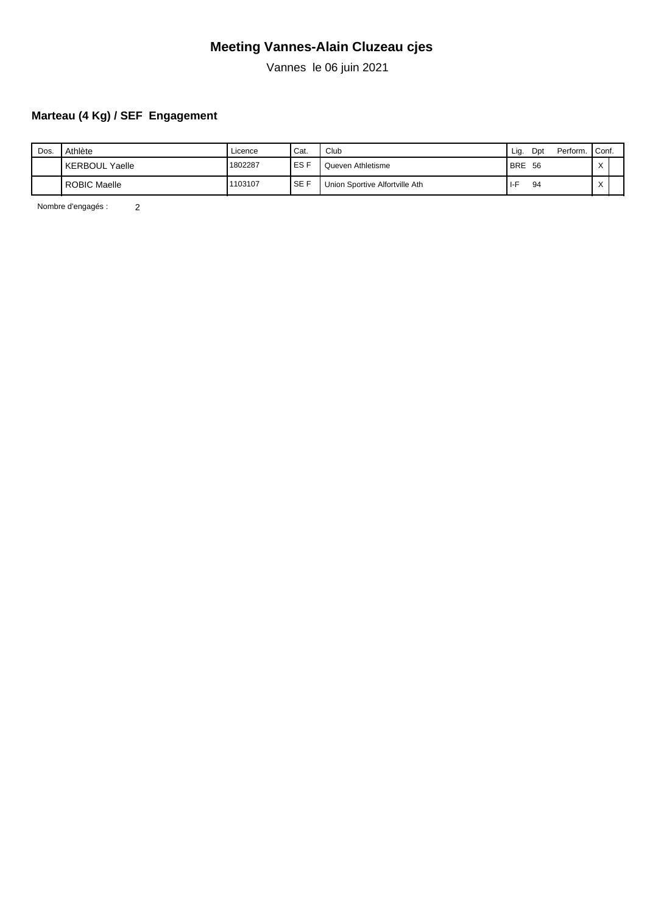# Meeting Vannes-Alain Cluzeau cjes

Vannes le 06 juin 2021

### Marteau (4 Kg) / SEF Engagement

| Dos. | Athlète | Licence | Cat. | Club | Lig. | Dpt | Perform. | Conf. | |
|---|---|---|---|---|---|---|---|---|---|
| | KERBOUL Yaelle | 1802287 | ES F | Queven Athletisme | BRE | 56 | | X | |
| | ROBIC Maelle | 1103107 | SE F | Union Sportive Alfortville Ath | I-F | 94 | | X | |

Nombre d'engagés : 2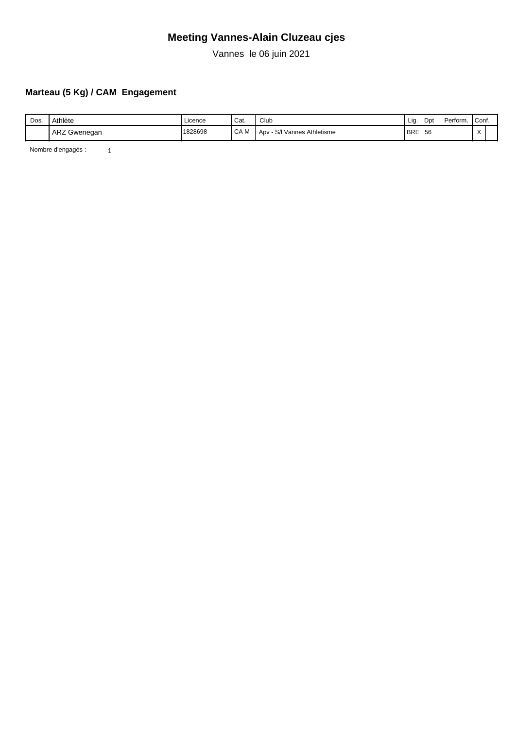# Meeting Vannes-Alain Cluzeau cjes

Vannes le 06 juin 2021

## Marteau (5 Kg) / CAM Engagement

| Dos. | Athlète | Licence | Cat. | Club | Lig. | Dpt | Perform. | Conf. | |
|---|---|---|---|---|---|---|---|---|---|
| | ARZ Gwenegan | 1828698 | CA M | Apv - S/l Vannes Athletisme | BRE | 56 | | X | |

Nombre d'engagés : 1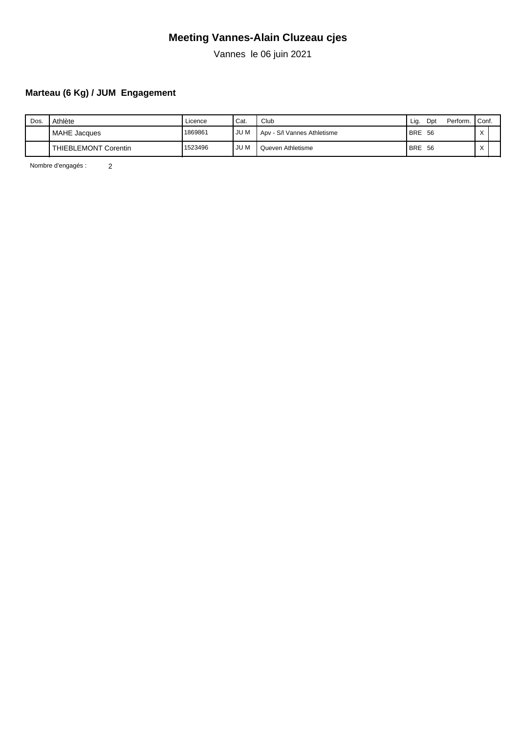# Meeting Vannes-Alain Cluzeau cjes

Vannes le 06 juin 2021

### Marteau (6 Kg) / JUM Engagement

| Dos. | Athlète | Licence | Cat. | Club | Lig. | Dpt | Perform. | Conf. | |
|---|---|---|---|---|---|---|---|---|---|
| | MAHE Jacques | 1869861 | JU M | Apv - S/l Vannes Athletisme | BRE | 56 | | X | |
| | THIEBLEMONT Corentin | 1523496 | JU M | Queven Athletisme | BRE | 56 | | X | |

Nombre d'engagés : 2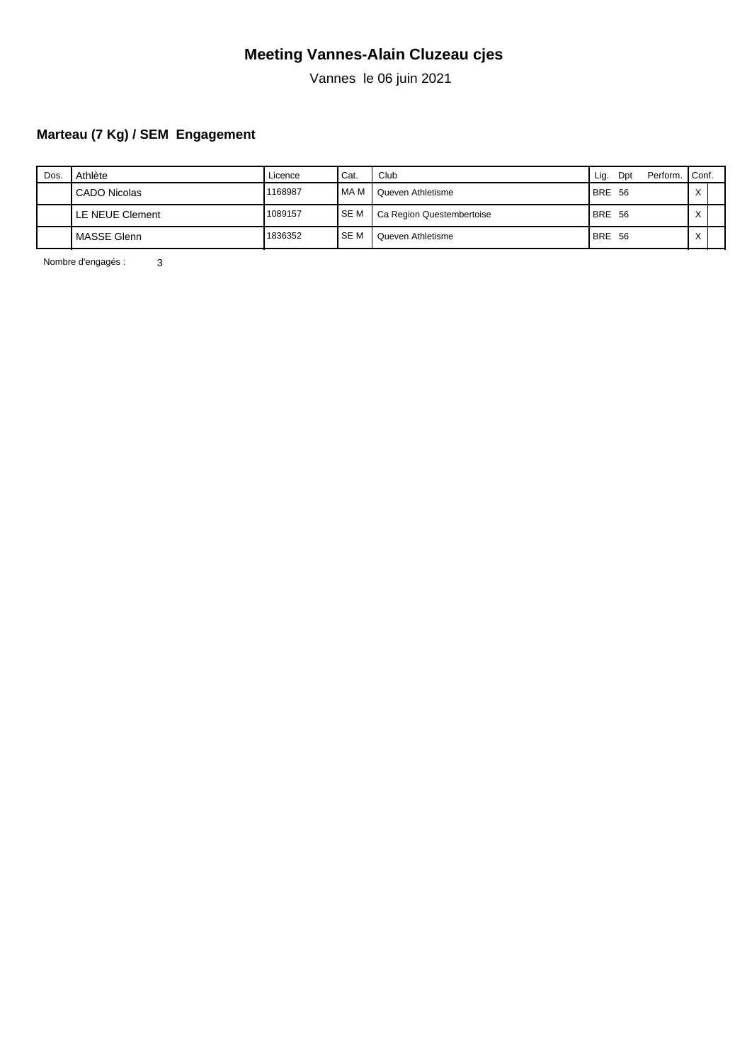# Meeting Vannes-Alain Cluzeau cjes

Vannes le 06 juin 2021

### Marteau (7 Kg) / SEM Engagement

| Dos. | Athlète | Licence | Cat. | Club | Lig. | Dpt | Perform. | Conf. | |
|---|---|---|---|---|---|---|---|---|---|
| | CADO Nicolas | 1168987 | MA M | Queven Athletisme | BRE | 56 | | X | |
| | LE NEUE Clement | 1089157 | SE M | Ca Region Questembertoise | BRE | 56 | | X | |
| | MASSE Glenn | 1836352 | SE M | Queven Athletisme | BRE | 56 | | X | |

Nombre d'engagés : 3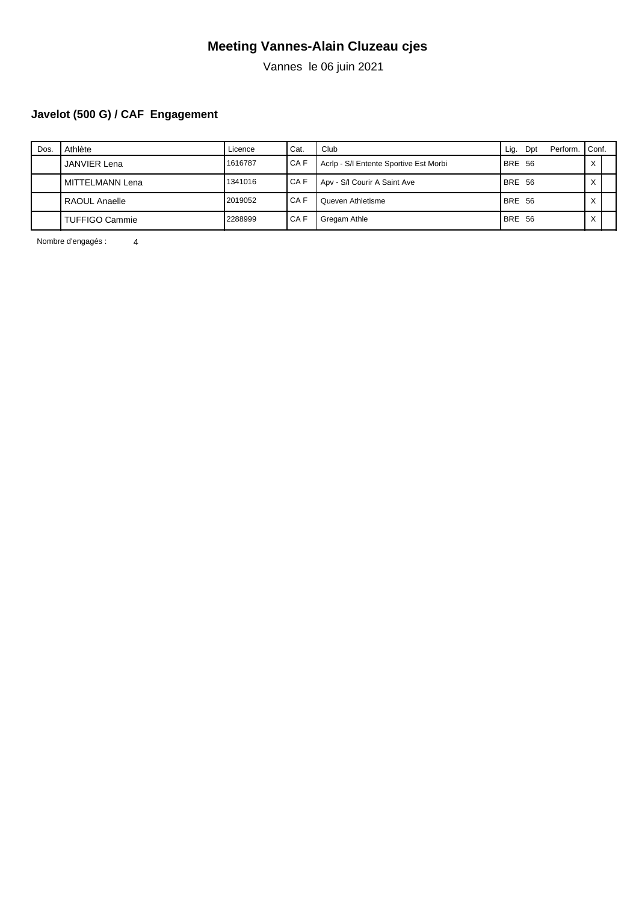# Meeting Vannes-Alain Cluzeau cjes

Vannes le 06 juin 2021

### Javelot (500 G) / CAF Engagement

| Dos. | Athlète | Licence | Cat. | Club | Lig. | Dpt | Perform. | Conf. | |
|---|---|---|---|---|---|---|---|---|---|
| | JANVIER Lena | 1616787 | CA F | Acrlp - S/l Entente Sportive Est Morbi | BRE | 56 | | X | |
| | MITTELMANN Lena | 1341016 | CA F | Apv - S/l Courir A Saint Ave | BRE | 56 | | X | |
| | RAOUL Anaelle | 2019052 | CA F | Queven Athletisme | BRE | 56 | | X | |
| | TUFFIGO Cammie | 2288999 | CA F | Gregam Athle | BRE | 56 | | X | |

Nombre d'engagés : 4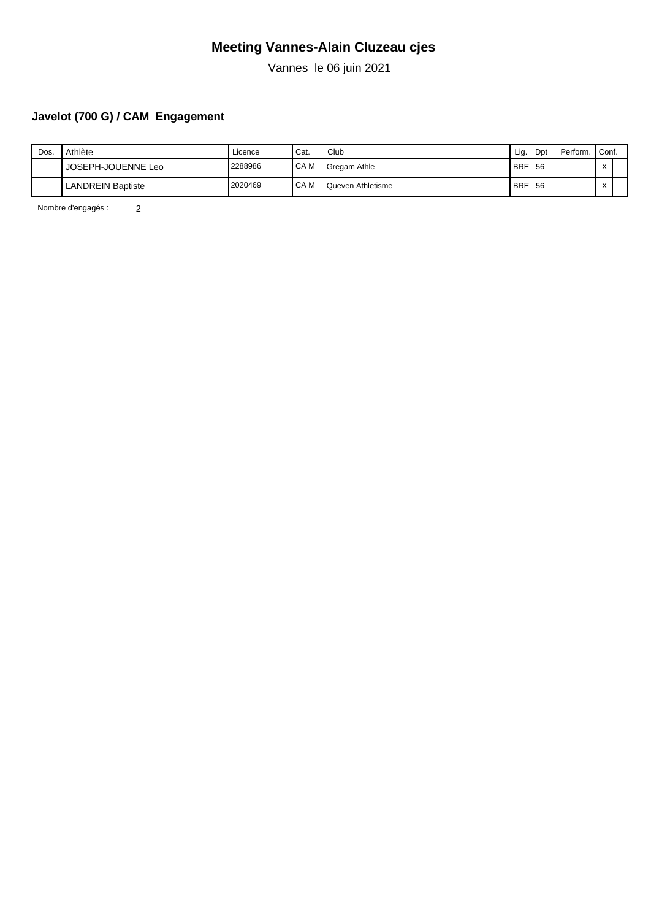# Meeting Vannes-Alain Cluzeau cjes

Vannes le 06 juin 2021

## Javelot (700 G) / CAM Engagement

| Dos. | Athlète | Licence | Cat. | Club | Lig. | Dpt | Perform. | Conf. | |
|---|---|---|---|---|---|---|---|---|---|
| | JOSEPH-JOUENNE Leo | 2288986 | CA M | Gregam Athle | BRE | 56 | | X | |
| | LANDREIN Baptiste | 2020469 | CA M | Queven Athletisme | BRE | 56 | | X | |

Nombre d'engagés : 2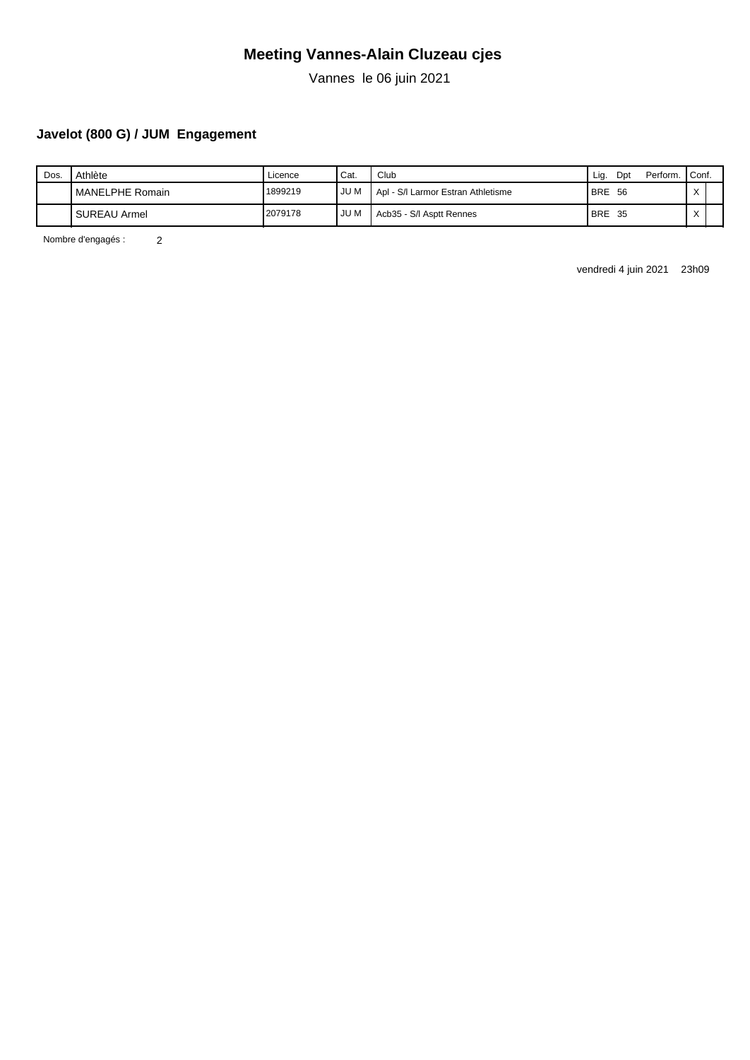# Meeting Vannes-Alain Cluzeau cjes

Vannes le 06 juin 2021

## Javelot (800 G) / JUM Engagement

| Dos. | Athlète | Licence | Cat. | Club | Lig. | Dpt | Perform. | Conf. | |
|---|---|---|---|---|---|---|---|---|---|
| | MANELPHE Romain | 1899219 | JU M | Apl - S/l Larmor Estran Athletisme | BRE | 56 | | X | |
| | SUREAU Armel | 2079178 | JU M | Acb35 - S/l Asptt Rennes | BRE | 35 | | X | |

Nombre d'engagés : 2

vendredi 4 juin 2021 23h09